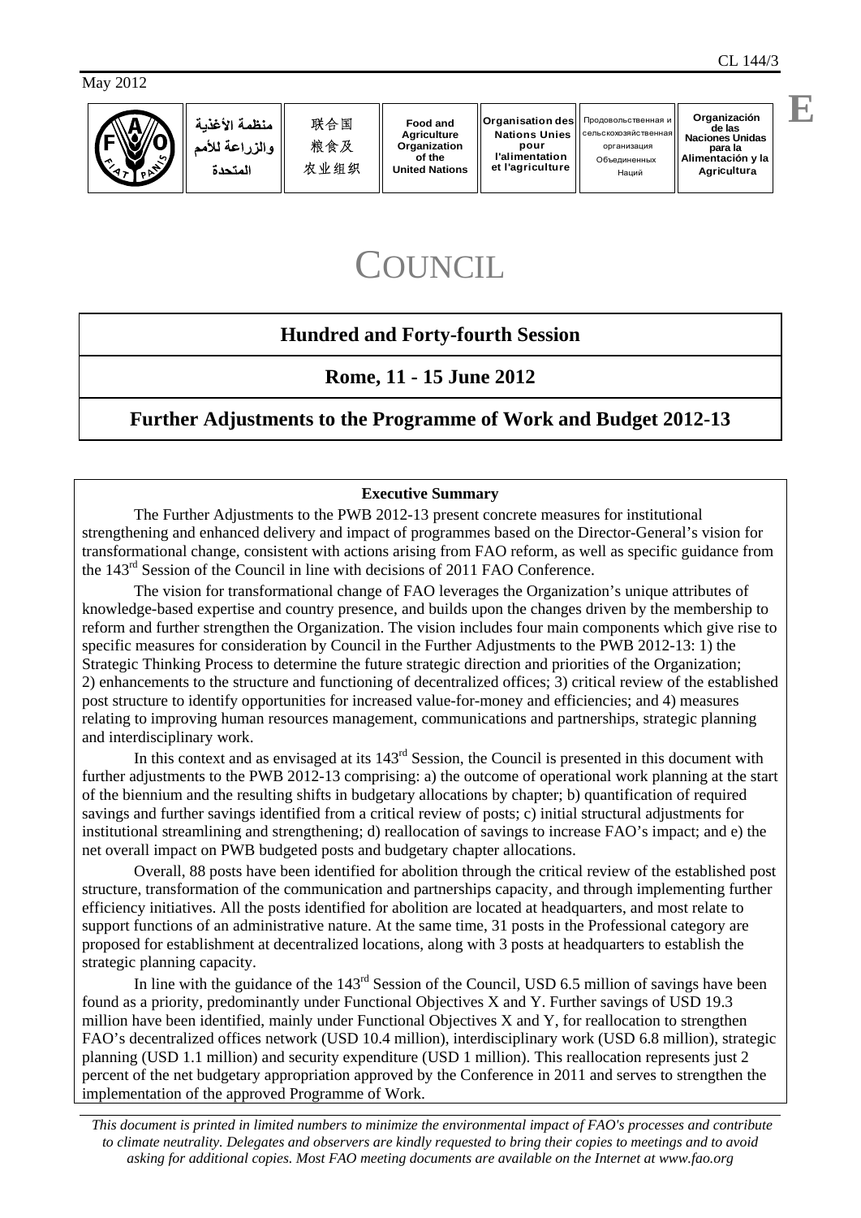May 2012

CL 144/3

| منظمة الأغذية والزراعة للأمم المتحدة | 联合国粮食及农业组织 | Food and Agriculture Organization of the United Nations | Organisation des Nations Unies pour l'alimentation et l'agriculture | Продовольственная и сельскохозяйственная организация Объединенных Наций | Organización de las Naciones Unidas para la Alimentación y la Agricultura |
|---|---|---|---|---|---|

**E**

# COUNCIL

## Hundred and Forty-fourth Session

## Rome, 11 - 15 June 2012

## Further Adjustments to the Programme of Work and Budget 2012-13

**Executive Summary**

The Further Adjustments to the PWB 2012-13 present concrete measures for institutional strengthening and enhanced delivery and impact of programmes based on the Director-General's vision for transformational change, consistent with actions arising from FAO reform, as well as specific guidance from the 143rd Session of the Council in line with decisions of 2011 FAO Conference.

The vision for transformational change of FAO leverages the Organization's unique attributes of knowledge-based expertise and country presence, and builds upon the changes driven by the membership to reform and further strengthen the Organization. The vision includes four main components which give rise to specific measures for consideration by Council in the Further Adjustments to the PWB 2012-13: 1) the Strategic Thinking Process to determine the future strategic direction and priorities of the Organization; 2) enhancements to the structure and functioning of decentralized offices; 3) critical review of the established post structure to identify opportunities for increased value-for-money and efficiencies; and 4) measures relating to improving human resources management, communications and partnerships, strategic planning and interdisciplinary work.

In this context and as envisaged at its 143rd Session, the Council is presented in this document with further adjustments to the PWB 2012-13 comprising: a) the outcome of operational work planning at the start of the biennium and the resulting shifts in budgetary allocations by chapter; b) quantification of required savings and further savings identified from a critical review of posts; c) initial structural adjustments for institutional streamlining and strengthening; d) reallocation of savings to increase FAO's impact; and e) the net overall impact on PWB budgeted posts and budgetary chapter allocations.

Overall, 88 posts have been identified for abolition through the critical review of the established post structure, transformation of the communication and partnerships capacity, and through implementing further efficiency initiatives. All the posts identified for abolition are located at headquarters, and most relate to support functions of an administrative nature. At the same time, 31 posts in the Professional category are proposed for establishment at decentralized locations, along with 3 posts at headquarters to establish the strategic planning capacity.

In line with the guidance of the 143rd Session of the Council, USD 6.5 million of savings have been found as a priority, predominantly under Functional Objectives X and Y. Further savings of USD 19.3 million have been identified, mainly under Functional Objectives X and Y, for reallocation to strengthen FAO's decentralized offices network (USD 10.4 million), interdisciplinary work (USD 6.8 million), strategic planning (USD 1.1 million) and security expenditure (USD 1 million). This reallocation represents just 2 percent of the net budgetary appropriation approved by the Conference in 2011 and serves to strengthen the implementation of the approved Programme of Work.

*This document is printed in limited numbers to minimize the environmental impact of FAO's processes and contribute to climate neutrality. Delegates and observers are kindly requested to bring their copies to meetings and to avoid asking for additional copies. Most FAO meeting documents are available on the Internet at www.fao.org*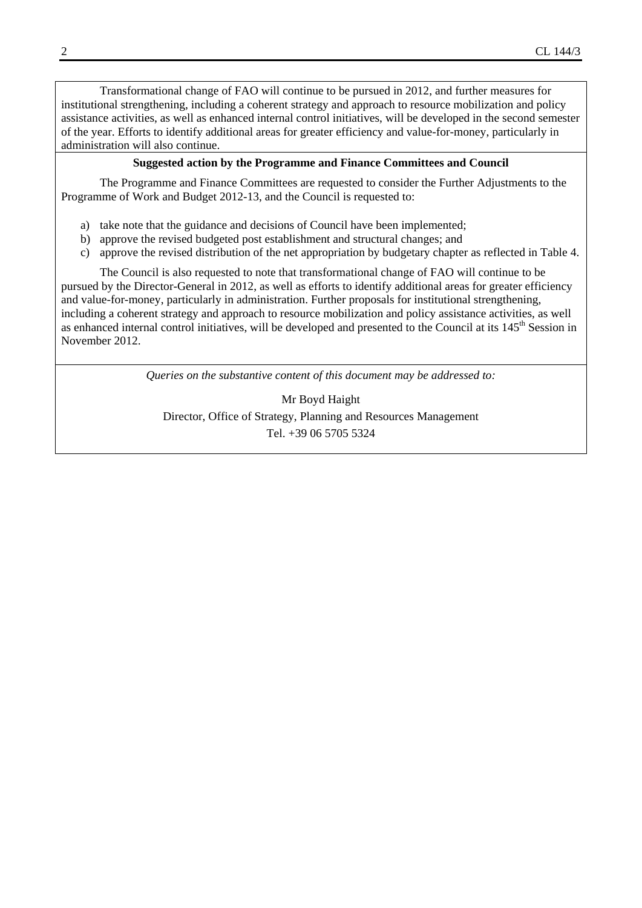Transformational change of FAO will continue to be pursued in 2012, and further measures for institutional strengthening, including a coherent strategy and approach to resource mobilization and policy assistance activities, as well as enhanced internal control initiatives, will be developed in the second semester of the year. Efforts to identify additional areas for greater efficiency and value-for-money, particularly in administration will also continue.

**Suggested action by the Programme and Finance Committees and Council**

The Programme and Finance Committees are requested to consider the Further Adjustments to the Programme of Work and Budget 2012-13, and the Council is requested to:

a) take note that the guidance and decisions of Council have been implemented;
b) approve the revised budgeted post establishment and structural changes; and
c) approve the revised distribution of the net appropriation by budgetary chapter as reflected in Table 4.

The Council is also requested to note that transformational change of FAO will continue to be pursued by the Director-General in 2012, as well as efforts to identify additional areas for greater efficiency and value-for-money, particularly in administration. Further proposals for institutional strengthening, including a coherent strategy and approach to resource mobilization and policy assistance activities, as well as enhanced internal control initiatives, will be developed and presented to the Council at its 145th Session in November 2012.

*Queries on the substantive content of this document may be addressed to:*

Mr Boyd Haight
Director, Office of Strategy, Planning and Resources Management
Tel. +39 06 5705 5324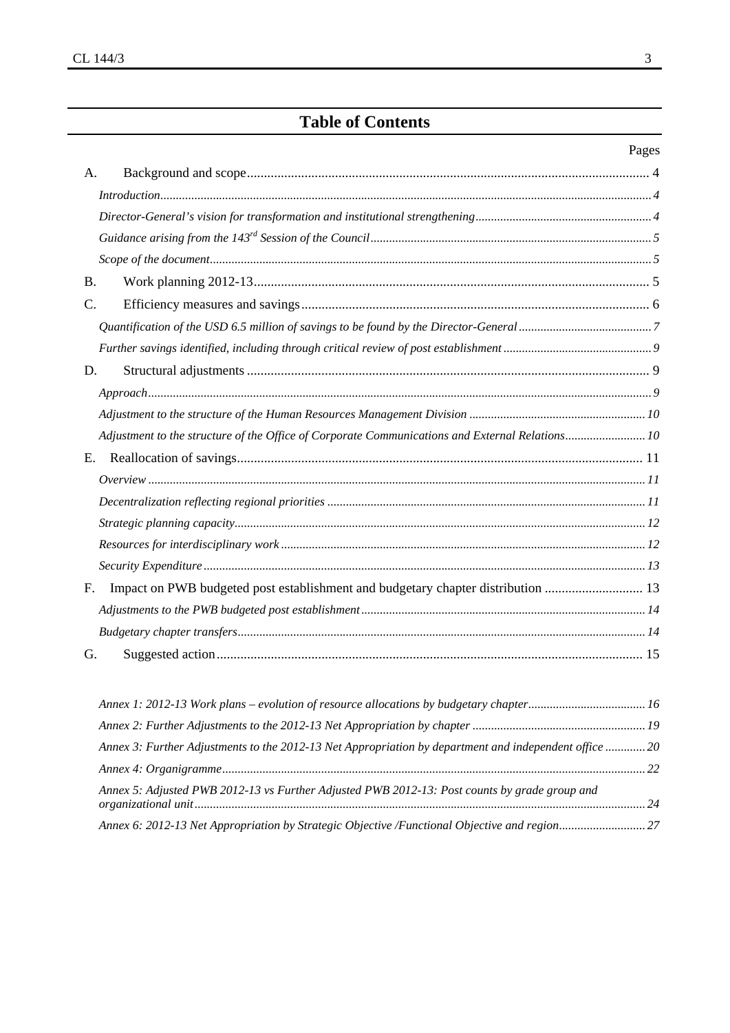## Table of Contents

| | Pages |
|---|---|
| A. Background and scope | 4 |
| *Introduction* | *4* |
| *Director-General's vision for transformation and institutional strengthening* | *4* |
| *Guidance arising from the 143rd Session of the Council* | *5* |
| *Scope of the document* | *5* |
| B. Work planning 2012-13 | 5 |
| C. Efficiency measures and savings | 6 |
| *Quantification of the USD 6.5 million of savings to be found by the Director-General* | *7* |
| *Further savings identified, including through critical review of post establishment* | *9* |
| D. Structural adjustments | 9 |
| *Approach* | *9* |
| *Adjustment to the structure of the Human Resources Management Division* | *10* |
| *Adjustment to the structure of the Office of Corporate Communications and External Relations* | *10* |
| E. Reallocation of savings | 11 |
| *Overview* | *11* |
| *Decentralization reflecting regional priorities* | *11* |
| *Strategic planning capacity* | *12* |
| *Resources for interdisciplinary work* | *12* |
| *Security Expenditure* | *13* |
| F. Impact on PWB budgeted post establishment and budgetary chapter distribution | 13 |
| *Adjustments to the PWB budgeted post establishment* | *14* |
| *Budgetary chapter transfers* | *14* |
| G. Suggested action | 15 |
| *Annex 1: 2012-13 Work plans – evolution of resource allocations by budgetary chapter* | *16* |
| *Annex 2: Further Adjustments to the 2012-13 Net Appropriation by chapter* | *19* |
| *Annex 3: Further Adjustments to the 2012-13 Net Appropriation by department and independent office* | *20* |
| *Annex 4: Organigramme* | *22* |
| *Annex 5: Adjusted PWB 2012-13 vs Further Adjusted PWB 2012-13: Post counts by grade group and organizational unit* | *24* |
| *Annex 6: 2012-13 Net Appropriation by Strategic Objective /Functional Objective and region* | *27* |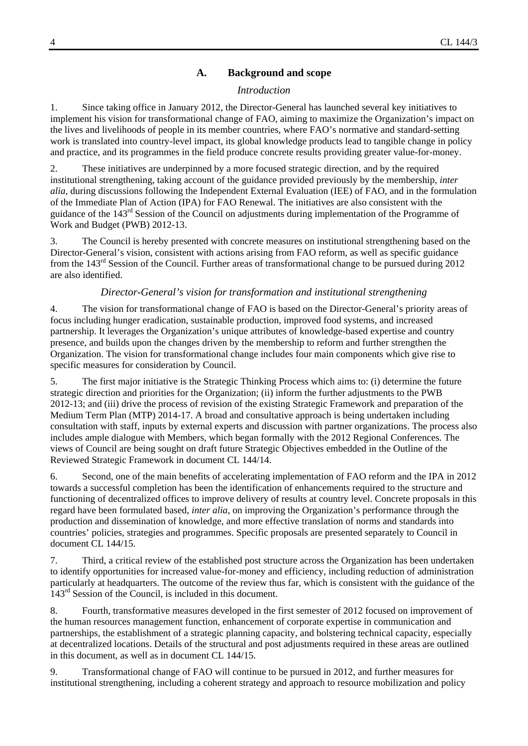## A. Background and scope

### *Introduction*

1. Since taking office in January 2012, the Director-General has launched several key initiatives to implement his vision for transformational change of FAO, aiming to maximize the Organization's impact on the lives and livelihoods of people in its member countries, where FAO's normative and standard-setting work is translated into country-level impact, its global knowledge products lead to tangible change in policy and practice, and its programmes in the field produce concrete results providing greater value-for-money.

2. These initiatives are underpinned by a more focused strategic direction, and by the required institutional strengthening, taking account of the guidance provided previously by the membership, *inter alia*, during discussions following the Independent External Evaluation (IEE) of FAO, and in the formulation of the Immediate Plan of Action (IPA) for FAO Renewal. The initiatives are also consistent with the guidance of the 143rd Session of the Council on adjustments during implementation of the Programme of Work and Budget (PWB) 2012-13.

3. The Council is hereby presented with concrete measures on institutional strengthening based on the Director-General's vision, consistent with actions arising from FAO reform, as well as specific guidance from the 143rd Session of the Council. Further areas of transformational change to be pursued during 2012 are also identified.

### *Director-General's vision for transformation and institutional strengthening*

4. The vision for transformational change of FAO is based on the Director-General's priority areas of focus including hunger eradication, sustainable production, improved food systems, and increased partnership. It leverages the Organization's unique attributes of knowledge-based expertise and country presence, and builds upon the changes driven by the membership to reform and further strengthen the Organization. The vision for transformational change includes four main components which give rise to specific measures for consideration by Council.

5. The first major initiative is the Strategic Thinking Process which aims to: (i) determine the future strategic direction and priorities for the Organization; (ii) inform the further adjustments to the PWB 2012-13; and (iii) drive the process of revision of the existing Strategic Framework and preparation of the Medium Term Plan (MTP) 2014-17. A broad and consultative approach is being undertaken including consultation with staff, inputs by external experts and discussion with partner organizations. The process also includes ample dialogue with Members, which began formally with the 2012 Regional Conferences. The views of Council are being sought on draft future Strategic Objectives embedded in the Outline of the Reviewed Strategic Framework in document CL 144/14.

6. Second, one of the main benefits of accelerating implementation of FAO reform and the IPA in 2012 towards a successful completion has been the identification of enhancements required to the structure and functioning of decentralized offices to improve delivery of results at country level. Concrete proposals in this regard have been formulated based, *inter alia*, on improving the Organization's performance through the production and dissemination of knowledge, and more effective translation of norms and standards into countries' policies, strategies and programmes. Specific proposals are presented separately to Council in document CL 144/15.

7. Third, a critical review of the established post structure across the Organization has been undertaken to identify opportunities for increased value-for-money and efficiency, including reduction of administration particularly at headquarters. The outcome of the review thus far, which is consistent with the guidance of the 143rd Session of the Council, is included in this document.

8. Fourth, transformative measures developed in the first semester of 2012 focused on improvement of the human resources management function, enhancement of corporate expertise in communication and partnerships, the establishment of a strategic planning capacity, and bolstering technical capacity, especially at decentralized locations. Details of the structural and post adjustments required in these areas are outlined in this document, as well as in document CL 144/15.

9. Transformational change of FAO will continue to be pursued in 2012, and further measures for institutional strengthening, including a coherent strategy and approach to resource mobilization and policy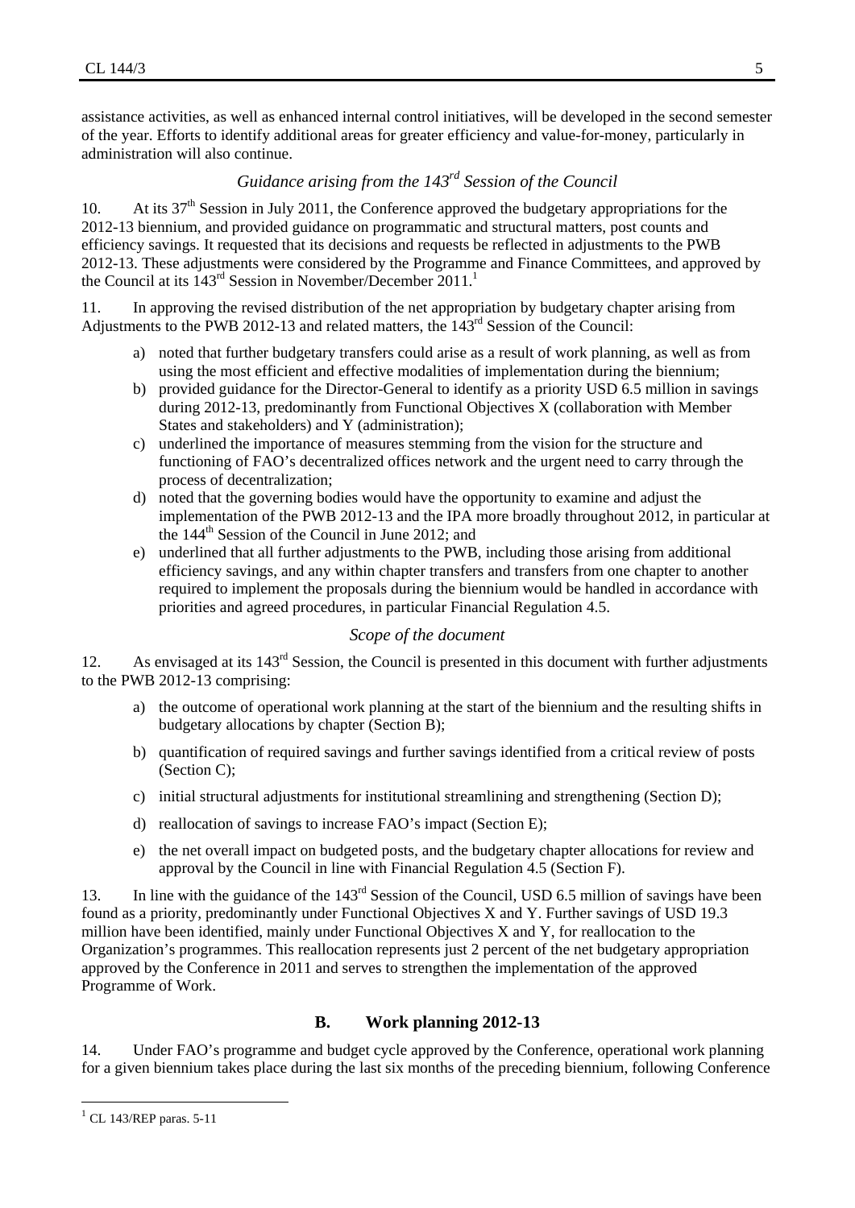assistance activities, as well as enhanced internal control initiatives, will be developed in the second semester of the year. Efforts to identify additional areas for greater efficiency and value-for-money, particularly in administration will also continue.

### *Guidance arising from the 143rd Session of the Council*

10. At its 37th Session in July 2011, the Conference approved the budgetary appropriations for the 2012-13 biennium, and provided guidance on programmatic and structural matters, post counts and efficiency savings. It requested that its decisions and requests be reflected in adjustments to the PWB 2012-13. These adjustments were considered by the Programme and Finance Committees, and approved by the Council at its 143rd Session in November/December 2011.[1]

11. In approving the revised distribution of the net appropriation by budgetary chapter arising from Adjustments to the PWB 2012-13 and related matters, the 143rd Session of the Council:

a) noted that further budgetary transfers could arise as a result of work planning, as well as from using the most efficient and effective modalities of implementation during the biennium;

b) provided guidance for the Director-General to identify as a priority USD 6.5 million in savings during 2012-13, predominantly from Functional Objectives X (collaboration with Member States and stakeholders) and Y (administration);

c) underlined the importance of measures stemming from the vision for the structure and functioning of FAO's decentralized offices network and the urgent need to carry through the process of decentralization;

d) noted that the governing bodies would have the opportunity to examine and adjust the implementation of the PWB 2012-13 and the IPA more broadly throughout 2012, in particular at the 144th Session of the Council in June 2012; and

e) underlined that all further adjustments to the PWB, including those arising from additional efficiency savings, and any within chapter transfers and transfers from one chapter to another required to implement the proposals during the biennium would be handled in accordance with priorities and agreed procedures, in particular Financial Regulation 4.5.

### *Scope of the document*

12. As envisaged at its 143rd Session, the Council is presented in this document with further adjustments to the PWB 2012-13 comprising:

a) the outcome of operational work planning at the start of the biennium and the resulting shifts in budgetary allocations by chapter (Section B);

b) quantification of required savings and further savings identified from a critical review of posts (Section C);

c) initial structural adjustments for institutional streamlining and strengthening (Section D);

d) reallocation of savings to increase FAO's impact (Section E);

e) the net overall impact on budgeted posts, and the budgetary chapter allocations for review and approval by the Council in line with Financial Regulation 4.5 (Section F).

13. In line with the guidance of the 143rd Session of the Council, USD 6.5 million of savings have been found as a priority, predominantly under Functional Objectives X and Y. Further savings of USD 19.3 million have been identified, mainly under Functional Objectives X and Y, for reallocation to the Organization's programmes. This reallocation represents just 2 percent of the net budgetary appropriation approved by the Conference in 2011 and serves to strengthen the implementation of the approved Programme of Work.

## B. Work planning 2012-13

14. Under FAO's programme and budget cycle approved by the Conference, operational work planning for a given biennium takes place during the last six months of the preceding biennium, following Conference

[1] CL 143/REP paras. 5-11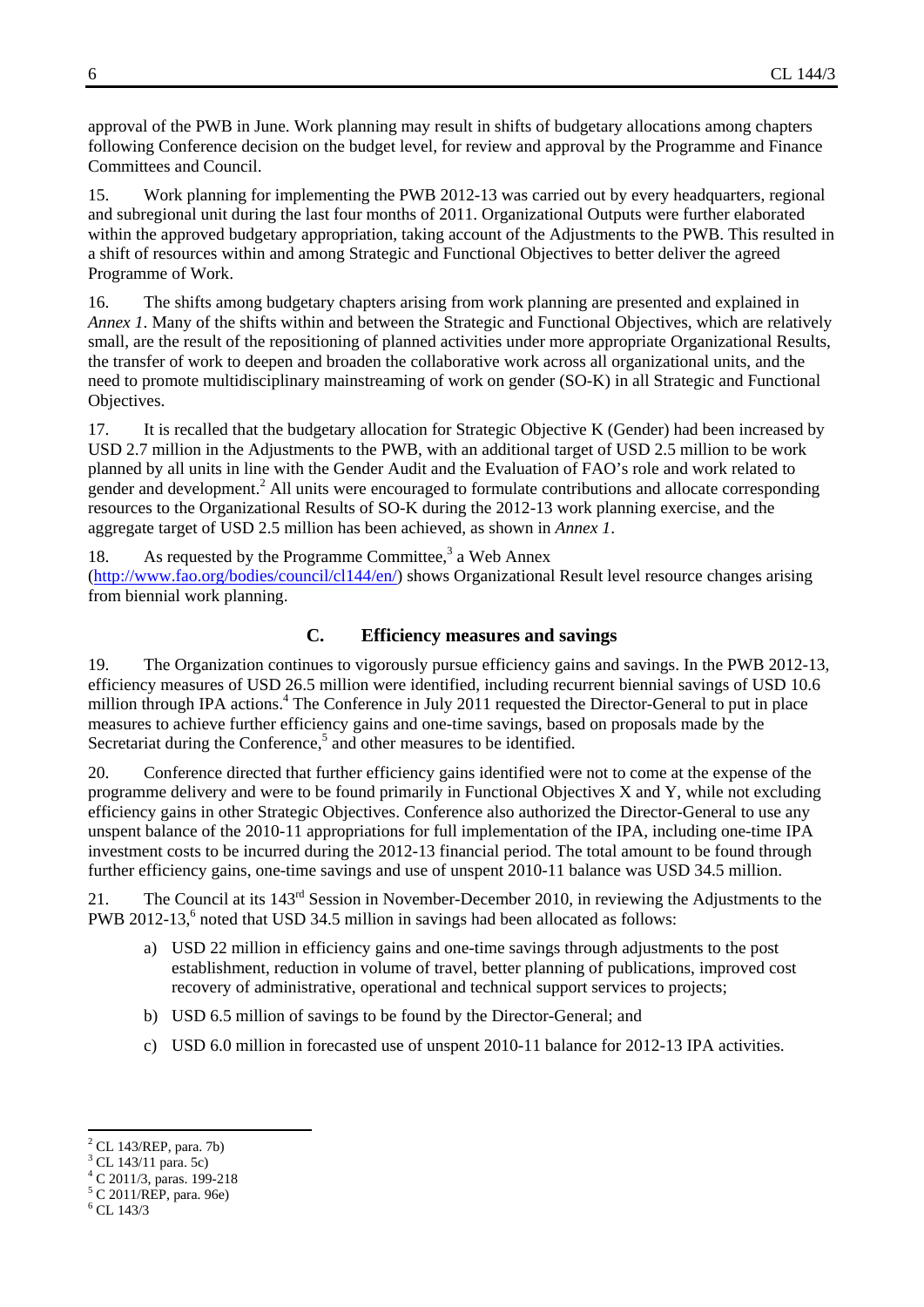approval of the PWB in June. Work planning may result in shifts of budgetary allocations among chapters following Conference decision on the budget level, for review and approval by the Programme and Finance Committees and Council.

15. Work planning for implementing the PWB 2012-13 was carried out by every headquarters, regional and subregional unit during the last four months of 2011. Organizational Outputs were further elaborated within the approved budgetary appropriation, taking account of the Adjustments to the PWB. This resulted in a shift of resources within and among Strategic and Functional Objectives to better deliver the agreed Programme of Work.

16. The shifts among budgetary chapters arising from work planning are presented and explained in *Annex 1*. Many of the shifts within and between the Strategic and Functional Objectives, which are relatively small, are the result of the repositioning of planned activities under more appropriate Organizational Results, the transfer of work to deepen and broaden the collaborative work across all organizational units, and the need to promote multidisciplinary mainstreaming of work on gender (SO-K) in all Strategic and Functional Objectives.

17. It is recalled that the budgetary allocation for Strategic Objective K (Gender) had been increased by USD 2.7 million in the Adjustments to the PWB, with an additional target of USD 2.5 million to be work planned by all units in line with the Gender Audit and the Evaluation of FAO's role and work related to gender and development.[2] All units were encouraged to formulate contributions and allocate corresponding resources to the Organizational Results of SO-K during the 2012-13 work planning exercise, and the aggregate target of USD 2.5 million has been achieved, as shown in *Annex 1*.

18. As requested by the Programme Committee,[3] a Web Annex (http://www.fao.org/bodies/council/cl144/en/) shows Organizational Result level resource changes arising from biennial work planning.

## C. Efficiency measures and savings

19. The Organization continues to vigorously pursue efficiency gains and savings. In the PWB 2012-13, efficiency measures of USD 26.5 million were identified, including recurrent biennial savings of USD 10.6 million through IPA actions.[4] The Conference in July 2011 requested the Director-General to put in place measures to achieve further efficiency gains and one-time savings, based on proposals made by the Secretariat during the Conference,[5] and other measures to be identified.

20. Conference directed that further efficiency gains identified were not to come at the expense of the programme delivery and were to be found primarily in Functional Objectives X and Y, while not excluding efficiency gains in other Strategic Objectives. Conference also authorized the Director-General to use any unspent balance of the 2010-11 appropriations for full implementation of the IPA, including one-time IPA investment costs to be incurred during the 2012-13 financial period. The total amount to be found through further efficiency gains, one-time savings and use of unspent 2010-11 balance was USD 34.5 million.

21. The Council at its 143rd Session in November-December 2010, in reviewing the Adjustments to the PWB 2012-13,[6] noted that USD 34.5 million in savings had been allocated as follows:

a) USD 22 million in efficiency gains and one-time savings through adjustments to the post establishment, reduction in volume of travel, better planning of publications, improved cost recovery of administrative, operational and technical support services to projects;

b) USD 6.5 million of savings to be found by the Director-General; and

c) USD 6.0 million in forecasted use of unspent 2010-11 balance for 2012-13 IPA activities.

---

[2] CL 143/REP, para. 7b)
[3] CL 143/11 para. 5c)
[4] C 2011/3, paras. 199-218
[5] C 2011/REP, para. 96e)
[6] CL 143/3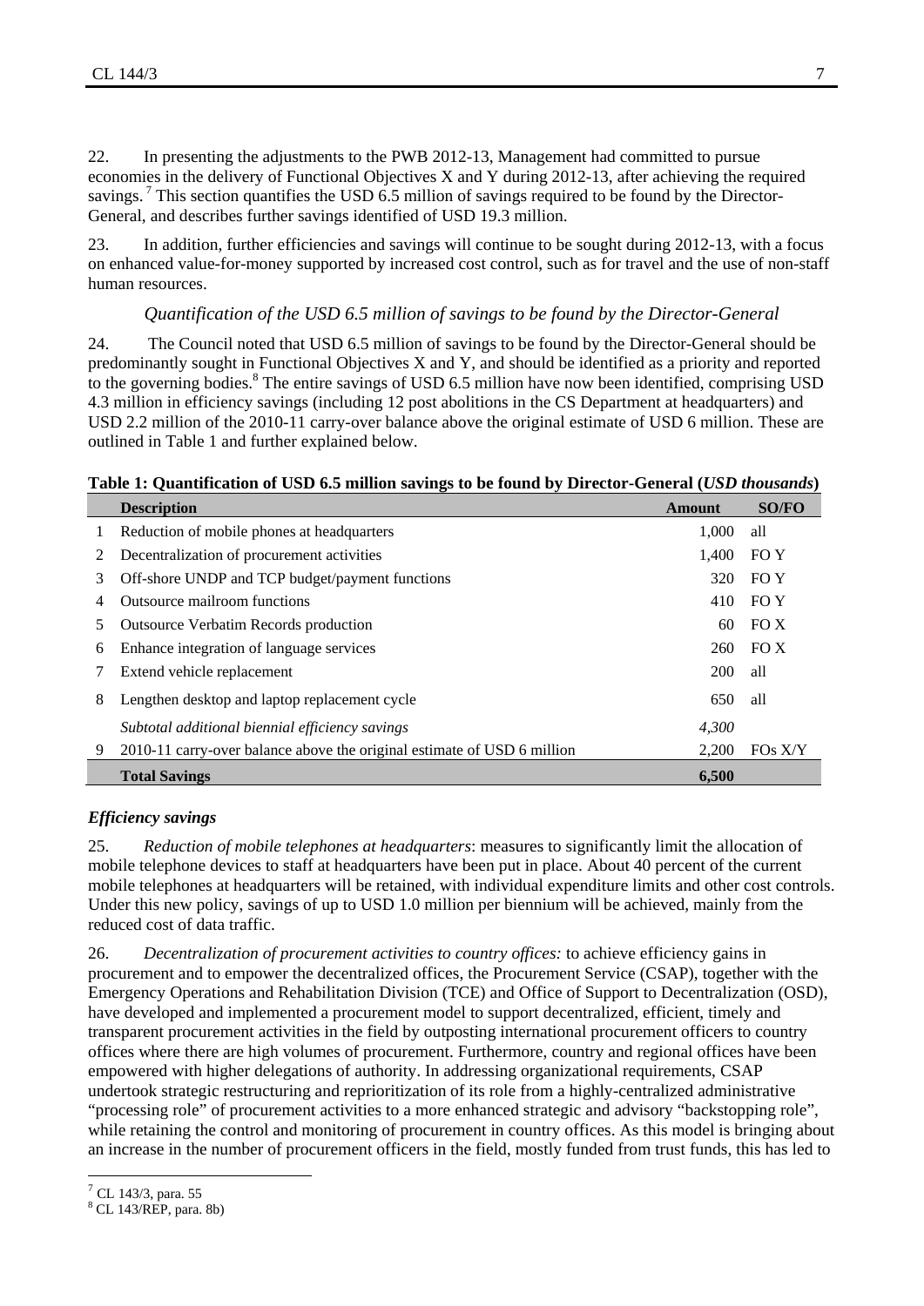22. In presenting the adjustments to the PWB 2012-13, Management had committed to pursue economies in the delivery of Functional Objectives X and Y during 2012-13, after achieving the required savings.[7] This section quantifies the USD 6.5 million of savings required to be found by the Director-General, and describes further savings identified of USD 19.3 million.

23. In addition, further efficiencies and savings will continue to be sought during 2012-13, with a focus on enhanced value-for-money supported by increased cost control, such as for travel and the use of non-staff human resources.

### *Quantification of the USD 6.5 million of savings to be found by the Director-General*

24. The Council noted that USD 6.5 million of savings to be found by the Director-General should be predominantly sought in Functional Objectives X and Y, and should be identified as a priority and reported to the governing bodies.[8] The entire savings of USD 6.5 million have now been identified, comprising USD 4.3 million in efficiency savings (including 12 post abolitions in the CS Department at headquarters) and USD 2.2 million of the 2010-11 carry-over balance above the original estimate of USD 6 million. These are outlined in Table 1 and further explained below.

**Table 1: Quantification of USD 6.5 million savings to be found by Director-General (*USD thousands*)**

| | Description | Amount | SO/FO |
|---|---|---|---|
| 1 | Reduction of mobile phones at headquarters | 1,000 | all |
| 2 | Decentralization of procurement activities | 1,400 | FO Y |
| 3 | Off-shore UNDP and TCP budget/payment functions | 320 | FO Y |
| 4 | Outsource mailroom functions | 410 | FO Y |
| 5 | Outsource Verbatim Records production | 60 | FO X |
| 6 | Enhance integration of language services | 260 | FO X |
| 7 | Extend vehicle replacement | 200 | all |
| 8 | Lengthen desktop and laptop replacement cycle | 650 | all |
| | *Subtotal additional biennial efficiency savings* | *4,300* | |
| 9 | 2010-11 carry-over balance above the original estimate of USD 6 million | 2,200 | FOs X/Y |
| | **Total Savings** | **6,500** | |

### *Efficiency savings*

25. *Reduction of mobile telephones at headquarters*: measures to significantly limit the allocation of mobile telephone devices to staff at headquarters have been put in place. About 40 percent of the current mobile telephones at headquarters will be retained, with individual expenditure limits and other cost controls. Under this new policy, savings of up to USD 1.0 million per biennium will be achieved, mainly from the reduced cost of data traffic.

26. *Decentralization of procurement activities to country offices:* to achieve efficiency gains in procurement and to empower the decentralized offices, the Procurement Service (CSAP), together with the Emergency Operations and Rehabilitation Division (TCE) and Office of Support to Decentralization (OSD), have developed and implemented a procurement model to support decentralized, efficient, timely and transparent procurement activities in the field by outposting international procurement officers to country offices where there are high volumes of procurement. Furthermore, country and regional offices have been empowered with higher delegations of authority. In addressing organizational requirements, CSAP undertook strategic restructuring and reprioritization of its role from a highly-centralized administrative "processing role" of procurement activities to a more enhanced strategic and advisory "backstopping role", while retaining the control and monitoring of procurement in country offices. As this model is bringing about an increase in the number of procurement officers in the field, mostly funded from trust funds, this has led to

[7] CL 143/3, para. 55

[8] CL 143/REP, para. 8b)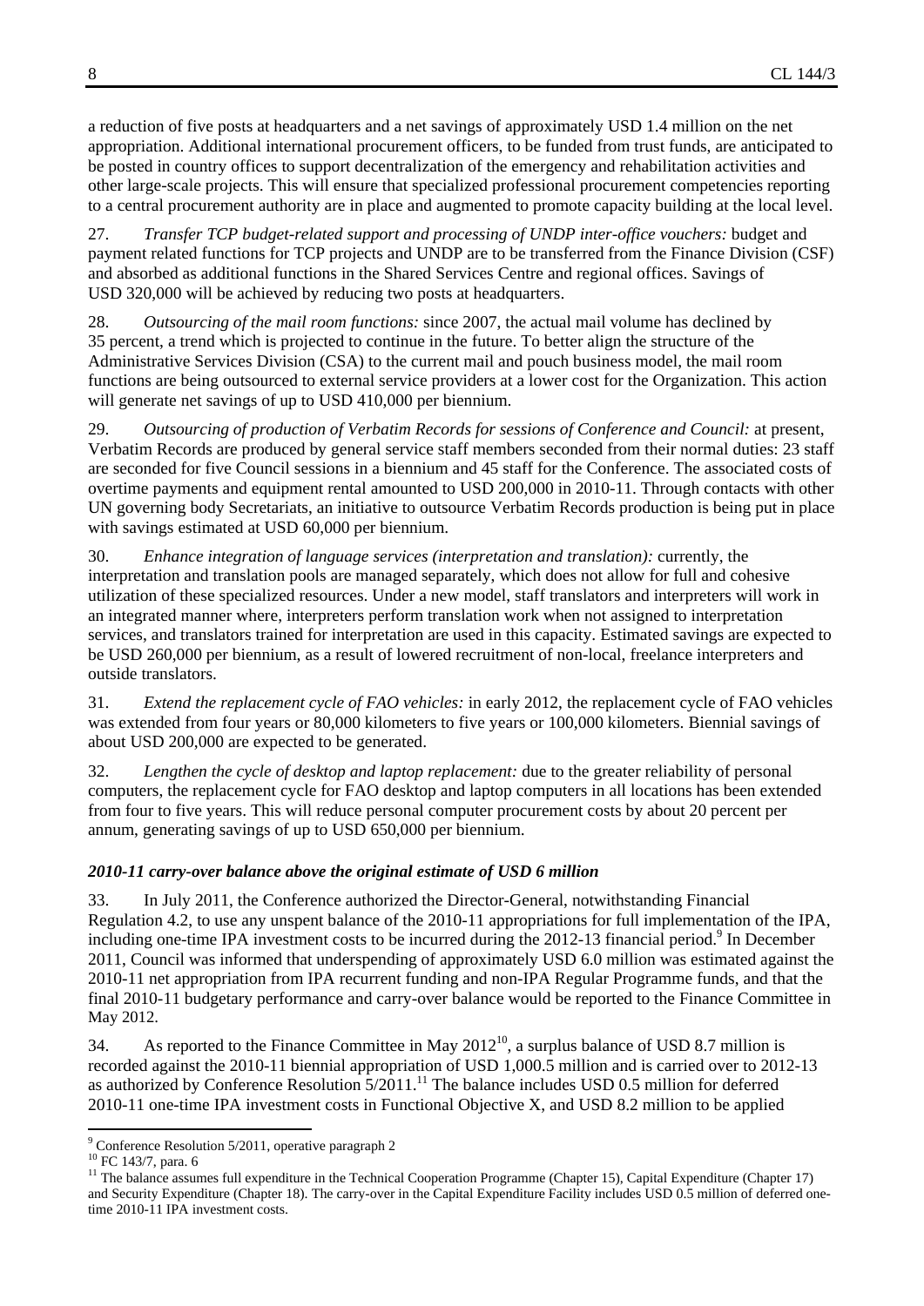a reduction of five posts at headquarters and a net savings of approximately USD 1.4 million on the net appropriation. Additional international procurement officers, to be funded from trust funds, are anticipated to be posted in country offices to support decentralization of the emergency and rehabilitation activities and other large-scale projects. This will ensure that specialized professional procurement competencies reporting to a central procurement authority are in place and augmented to promote capacity building at the local level.

27. *Transfer TCP budget-related support and processing of UNDP inter-office vouchers:* budget and payment related functions for TCP projects and UNDP are to be transferred from the Finance Division (CSF) and absorbed as additional functions in the Shared Services Centre and regional offices. Savings of USD 320,000 will be achieved by reducing two posts at headquarters.

28. *Outsourcing of the mail room functions:* since 2007, the actual mail volume has declined by 35 percent, a trend which is projected to continue in the future. To better align the structure of the Administrative Services Division (CSA) to the current mail and pouch business model, the mail room functions are being outsourced to external service providers at a lower cost for the Organization. This action will generate net savings of up to USD 410,000 per biennium.

29. *Outsourcing of production of Verbatim Records for sessions of Conference and Council:* at present, Verbatim Records are produced by general service staff members seconded from their normal duties: 23 staff are seconded for five Council sessions in a biennium and 45 staff for the Conference. The associated costs of overtime payments and equipment rental amounted to USD 200,000 in 2010-11. Through contacts with other UN governing body Secretariats, an initiative to outsource Verbatim Records production is being put in place with savings estimated at USD 60,000 per biennium.

30. *Enhance integration of language services (interpretation and translation):* currently, the interpretation and translation pools are managed separately, which does not allow for full and cohesive utilization of these specialized resources. Under a new model, staff translators and interpreters will work in an integrated manner where, interpreters perform translation work when not assigned to interpretation services, and translators trained for interpretation are used in this capacity. Estimated savings are expected to be USD 260,000 per biennium, as a result of lowered recruitment of non-local, freelance interpreters and outside translators.

31. *Extend the replacement cycle of FAO vehicles:* in early 2012, the replacement cycle of FAO vehicles was extended from four years or 80,000 kilometers to five years or 100,000 kilometers. Biennial savings of about USD 200,000 are expected to be generated.

32. *Lengthen the cycle of desktop and laptop replacement:* due to the greater reliability of personal computers, the replacement cycle for FAO desktop and laptop computers in all locations has been extended from four to five years. This will reduce personal computer procurement costs by about 20 percent per annum, generating savings of up to USD 650,000 per biennium.

### *2010-11 carry-over balance above the original estimate of USD 6 million*

33. In July 2011, the Conference authorized the Director-General, notwithstanding Financial Regulation 4.2, to use any unspent balance of the 2010-11 appropriations for full implementation of the IPA, including one-time IPA investment costs to be incurred during the 2012-13 financial period.[9] In December 2011, Council was informed that underspending of approximately USD 6.0 million was estimated against the 2010-11 net appropriation from IPA recurrent funding and non-IPA Regular Programme funds, and that the final 2010-11 budgetary performance and carry-over balance would be reported to the Finance Committee in May 2012.

34. As reported to the Finance Committee in May 2012[10], a surplus balance of USD 8.7 million is recorded against the 2010-11 biennial appropriation of USD 1,000.5 million and is carried over to 2012-13 as authorized by Conference Resolution 5/2011.[11] The balance includes USD 0.5 million for deferred 2010-11 one-time IPA investment costs in Functional Objective X, and USD 8.2 million to be applied

---

[9] Conference Resolution 5/2011, operative paragraph 2

[10] FC 143/7, para. 6

[11] The balance assumes full expenditure in the Technical Cooperation Programme (Chapter 15), Capital Expenditure (Chapter 17) and Security Expenditure (Chapter 18). The carry-over in the Capital Expenditure Facility includes USD 0.5 million of deferred one-time 2010-11 IPA investment costs.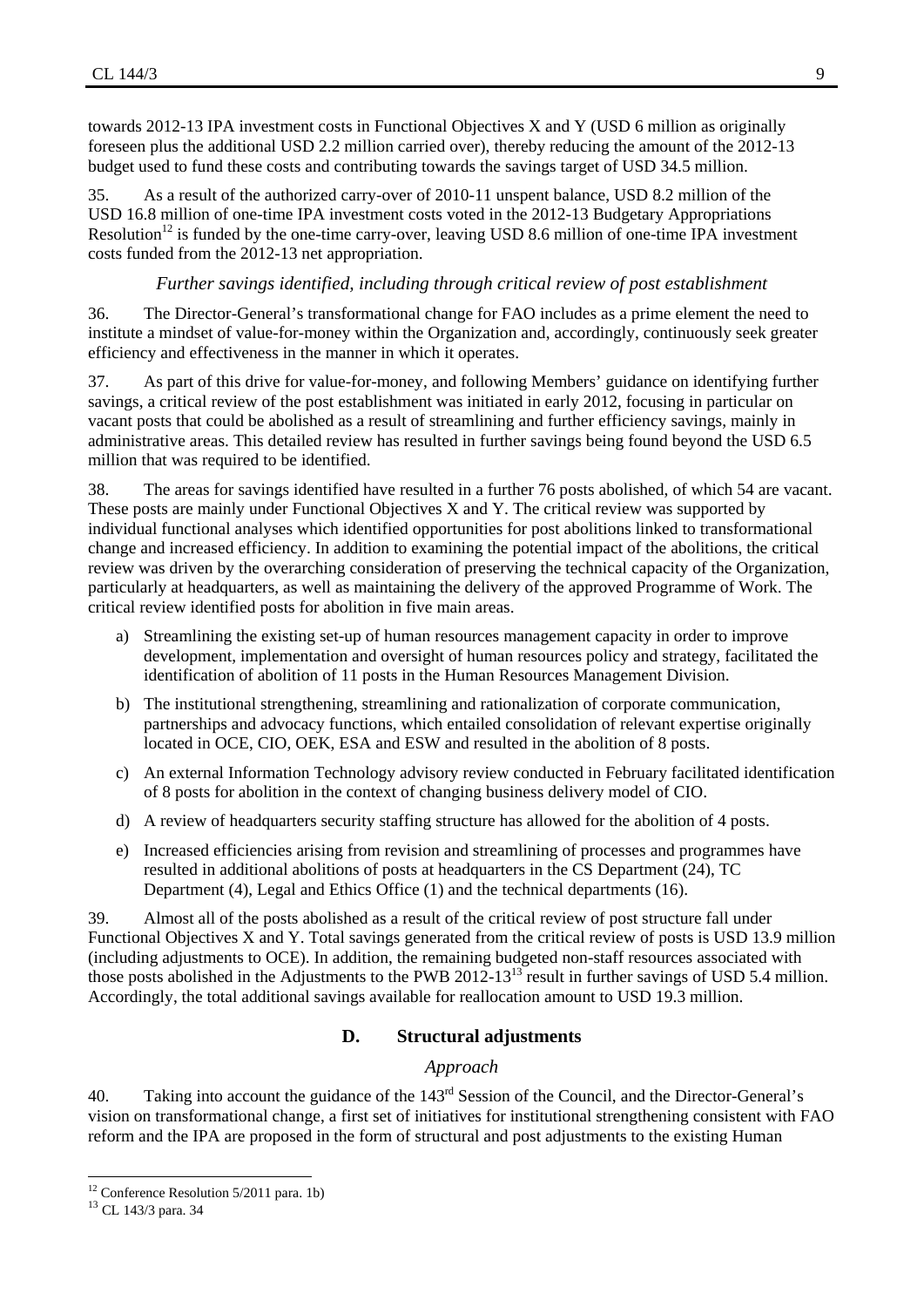towards 2012-13 IPA investment costs in Functional Objectives X and Y (USD 6 million as originally foreseen plus the additional USD 2.2 million carried over), thereby reducing the amount of the 2012-13 budget used to fund these costs and contributing towards the savings target of USD 34.5 million.

35. As a result of the authorized carry-over of 2010-11 unspent balance, USD 8.2 million of the USD 16.8 million of one-time IPA investment costs voted in the 2012-13 Budgetary Appropriations Resolution[12] is funded by the one-time carry-over, leaving USD 8.6 million of one-time IPA investment costs funded from the 2012-13 net appropriation.

*Further savings identified, including through critical review of post establishment*

36. The Director-General's transformational change for FAO includes as a prime element the need to institute a mindset of value-for-money within the Organization and, accordingly, continuously seek greater efficiency and effectiveness in the manner in which it operates.

37. As part of this drive for value-for-money, and following Members' guidance on identifying further savings, a critical review of the post establishment was initiated in early 2012, focusing in particular on vacant posts that could be abolished as a result of streamlining and further efficiency savings, mainly in administrative areas. This detailed review has resulted in further savings being found beyond the USD 6.5 million that was required to be identified.

38. The areas for savings identified have resulted in a further 76 posts abolished, of which 54 are vacant. These posts are mainly under Functional Objectives X and Y. The critical review was supported by individual functional analyses which identified opportunities for post abolitions linked to transformational change and increased efficiency. In addition to examining the potential impact of the abolitions, the critical review was driven by the overarching consideration of preserving the technical capacity of the Organization, particularly at headquarters, as well as maintaining the delivery of the approved Programme of Work. The critical review identified posts for abolition in five main areas.

a) Streamlining the existing set-up of human resources management capacity in order to improve development, implementation and oversight of human resources policy and strategy, facilitated the identification of abolition of 11 posts in the Human Resources Management Division.

b) The institutional strengthening, streamlining and rationalization of corporate communication, partnerships and advocacy functions, which entailed consolidation of relevant expertise originally located in OCE, CIO, OEK, ESA and ESW and resulted in the abolition of 8 posts.

c) An external Information Technology advisory review conducted in February facilitated identification of 8 posts for abolition in the context of changing business delivery model of CIO.

d) A review of headquarters security staffing structure has allowed for the abolition of 4 posts.

e) Increased efficiencies arising from revision and streamlining of processes and programmes have resulted in additional abolitions of posts at headquarters in the CS Department (24), TC Department (4), Legal and Ethics Office (1) and the technical departments (16).

39. Almost all of the posts abolished as a result of the critical review of post structure fall under Functional Objectives X and Y. Total savings generated from the critical review of posts is USD 13.9 million (including adjustments to OCE). In addition, the remaining budgeted non-staff resources associated with those posts abolished in the Adjustments to the PWB 2012-13[13] result in further savings of USD 5.4 million. Accordingly, the total additional savings available for reallocation amount to USD 19.3 million.

## D. Structural adjustments

*Approach*

40. Taking into account the guidance of the 143rd Session of the Council, and the Director-General's vision on transformational change, a first set of initiatives for institutional strengthening consistent with FAO reform and the IPA are proposed in the form of structural and post adjustments to the existing Human

[12] Conference Resolution 5/2011 para. 1b)

[13] CL 143/3 para. 34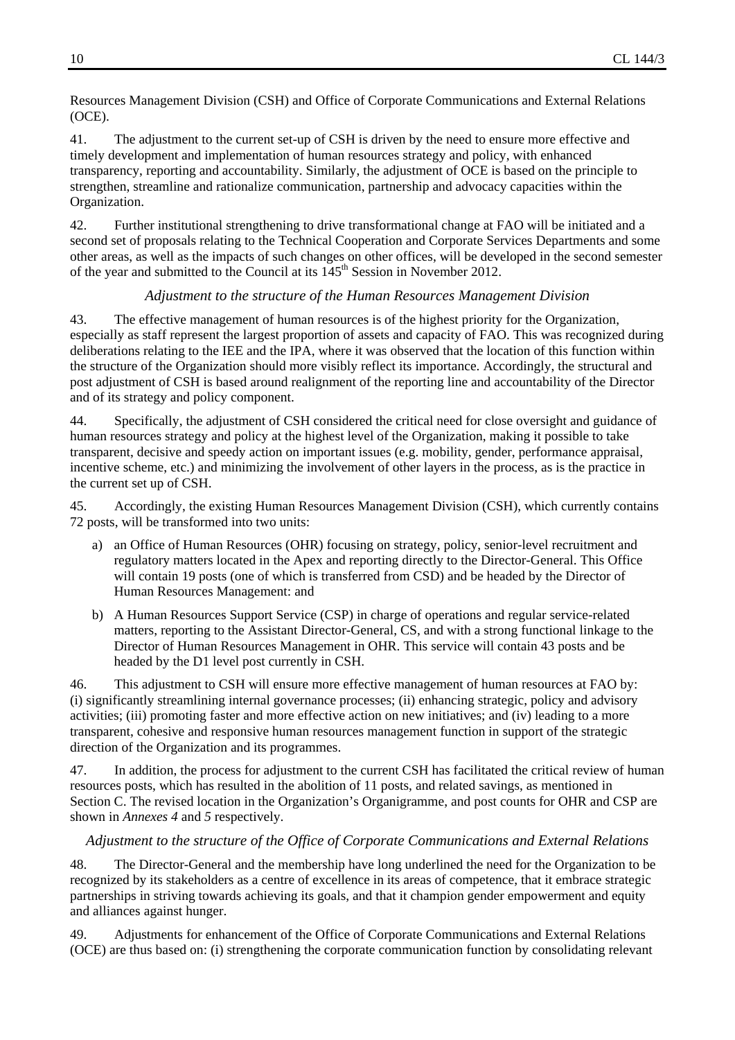Resources Management Division (CSH) and Office of Corporate Communications and External Relations (OCE).

41. The adjustment to the current set-up of CSH is driven by the need to ensure more effective and timely development and implementation of human resources strategy and policy, with enhanced transparency, reporting and accountability. Similarly, the adjustment of OCE is based on the principle to strengthen, streamline and rationalize communication, partnership and advocacy capacities within the Organization.

42. Further institutional strengthening to drive transformational change at FAO will be initiated and a second set of proposals relating to the Technical Cooperation and Corporate Services Departments and some other areas, as well as the impacts of such changes on other offices, will be developed in the second semester of the year and submitted to the Council at its 145th Session in November 2012.

*Adjustment to the structure of the Human Resources Management Division*

43. The effective management of human resources is of the highest priority for the Organization, especially as staff represent the largest proportion of assets and capacity of FAO. This was recognized during deliberations relating to the IEE and the IPA, where it was observed that the location of this function within the structure of the Organization should more visibly reflect its importance. Accordingly, the structural and post adjustment of CSH is based around realignment of the reporting line and accountability of the Director and of its strategy and policy component.

44. Specifically, the adjustment of CSH considered the critical need for close oversight and guidance of human resources strategy and policy at the highest level of the Organization, making it possible to take transparent, decisive and speedy action on important issues (e.g. mobility, gender, performance appraisal, incentive scheme, etc.) and minimizing the involvement of other layers in the process, as is the practice in the current set up of CSH.

45. Accordingly, the existing Human Resources Management Division (CSH), which currently contains 72 posts, will be transformed into two units:

a) an Office of Human Resources (OHR) focusing on strategy, policy, senior-level recruitment and regulatory matters located in the Apex and reporting directly to the Director-General. This Office will contain 19 posts (one of which is transferred from CSD) and be headed by the Director of Human Resources Management: and

b) A Human Resources Support Service (CSP) in charge of operations and regular service-related matters, reporting to the Assistant Director-General, CS, and with a strong functional linkage to the Director of Human Resources Management in OHR. This service will contain 43 posts and be headed by the D1 level post currently in CSH.

46. This adjustment to CSH will ensure more effective management of human resources at FAO by: (i) significantly streamlining internal governance processes; (ii) enhancing strategic, policy and advisory activities; (iii) promoting faster and more effective action on new initiatives; and (iv) leading to a more transparent, cohesive and responsive human resources management function in support of the strategic direction of the Organization and its programmes.

47. In addition, the process for adjustment to the current CSH has facilitated the critical review of human resources posts, which has resulted in the abolition of 11 posts, and related savings, as mentioned in Section C. The revised location in the Organization's Organigramme, and post counts for OHR and CSP are shown in *Annexes 4* and *5* respectively.

*Adjustment to the structure of the Office of Corporate Communications and External Relations*

48. The Director-General and the membership have long underlined the need for the Organization to be recognized by its stakeholders as a centre of excellence in its areas of competence, that it embrace strategic partnerships in striving towards achieving its goals, and that it champion gender empowerment and equity and alliances against hunger.

49. Adjustments for enhancement of the Office of Corporate Communications and External Relations (OCE) are thus based on: (i) strengthening the corporate communication function by consolidating relevant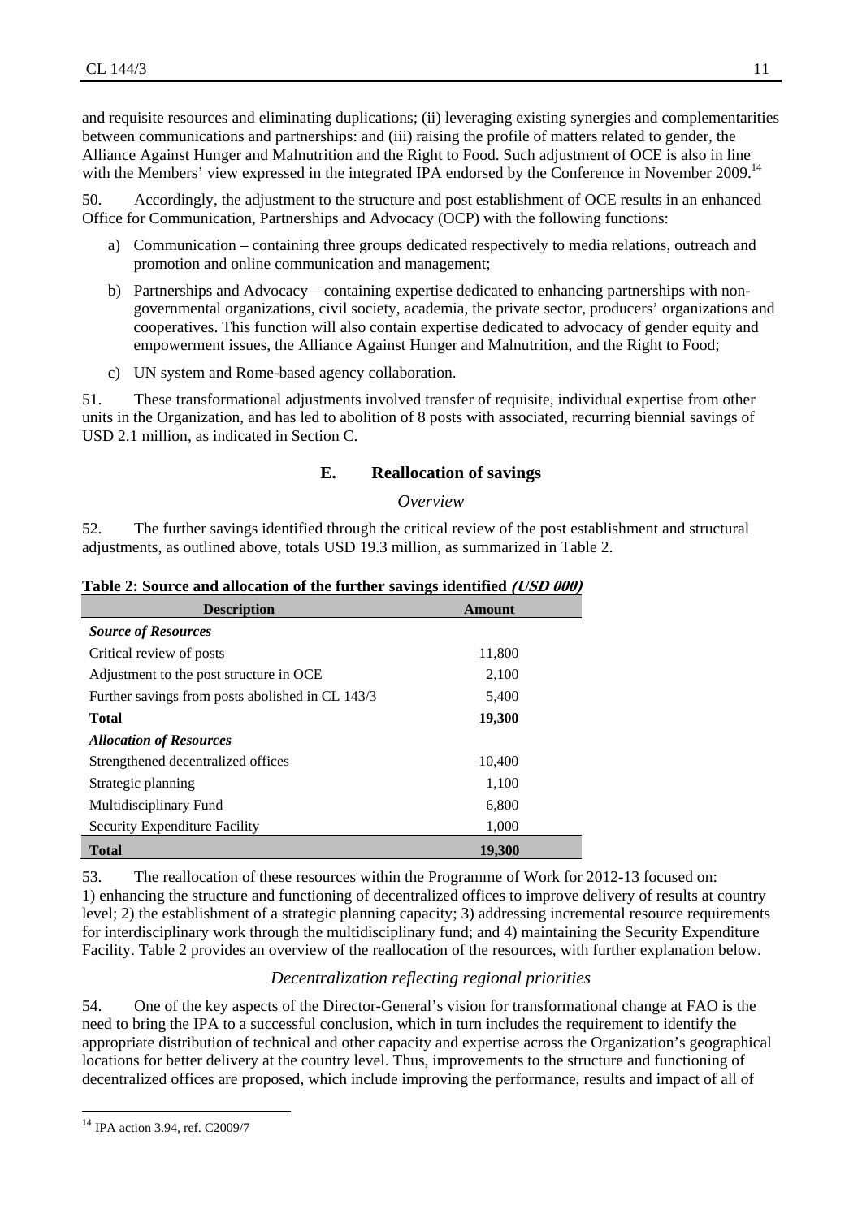and requisite resources and eliminating duplications; (ii) leveraging existing synergies and complementarities between communications and partnerships: and (iii) raising the profile of matters related to gender, the Alliance Against Hunger and Malnutrition and the Right to Food. Such adjustment of OCE is also in line with the Members' view expressed in the integrated IPA endorsed by the Conference in November 2009.[14]

50. Accordingly, the adjustment to the structure and post establishment of OCE results in an enhanced Office for Communication, Partnerships and Advocacy (OCP) with the following functions:

a) Communication – containing three groups dedicated respectively to media relations, outreach and promotion and online communication and management;

b) Partnerships and Advocacy – containing expertise dedicated to enhancing partnerships with non-governmental organizations, civil society, academia, the private sector, producers' organizations and cooperatives. This function will also contain expertise dedicated to advocacy of gender equity and empowerment issues, the Alliance Against Hunger and Malnutrition, and the Right to Food;

c) UN system and Rome-based agency collaboration.

51. These transformational adjustments involved transfer of requisite, individual expertise from other units in the Organization, and has led to abolition of 8 posts with associated, recurring biennial savings of USD 2.1 million, as indicated in Section C.

## E. Reallocation of savings

### *Overview*

52. The further savings identified through the critical review of the post establishment and structural adjustments, as outlined above, totals USD 19.3 million, as summarized in Table 2.

**Table 2: Source and allocation of the further savings identified *(USD 000)***

| Description | Amount |
|---|---|
| ***Source of Resources*** | |
| Critical review of posts | 11,800 |
| Adjustment to the post structure in OCE | 2,100 |
| Further savings from posts abolished in CL 143/3 | 5,400 |
| **Total** | **19,300** |
| ***Allocation of Resources*** | |
| Strengthened decentralized offices | 10,400 |
| Strategic planning | 1,100 |
| Multidisciplinary Fund | 6,800 |
| Security Expenditure Facility | 1,000 |
| **Total** | **19,300** |

53. The reallocation of these resources within the Programme of Work for 2012-13 focused on: 1) enhancing the structure and functioning of decentralized offices to improve delivery of results at country level; 2) the establishment of a strategic planning capacity; 3) addressing incremental resource requirements for interdisciplinary work through the multidisciplinary fund; and 4) maintaining the Security Expenditure Facility. Table 2 provides an overview of the reallocation of the resources, with further explanation below.

### *Decentralization reflecting regional priorities*

54. One of the key aspects of the Director-General's vision for transformational change at FAO is the need to bring the IPA to a successful conclusion, which in turn includes the requirement to identify the appropriate distribution of technical and other capacity and expertise across the Organization's geographical locations for better delivery at the country level. Thus, improvements to the structure and functioning of decentralized offices are proposed, which include improving the performance, results and impact of all of

[14] IPA action 3.94, ref. C2009/7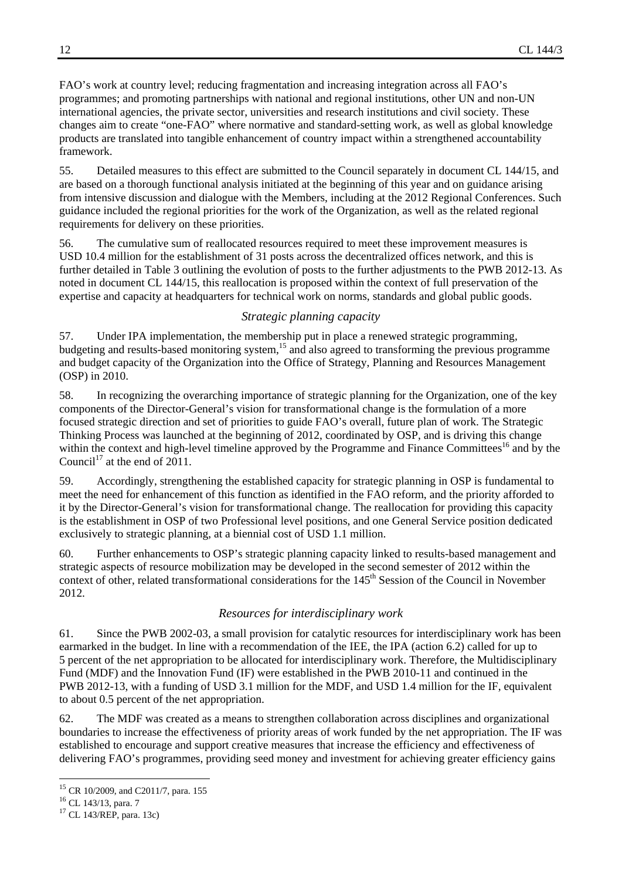FAO's work at country level; reducing fragmentation and increasing integration across all FAO's programmes; and promoting partnerships with national and regional institutions, other UN and non-UN international agencies, the private sector, universities and research institutions and civil society. These changes aim to create "one-FAO" where normative and standard-setting work, as well as global knowledge products are translated into tangible enhancement of country impact within a strengthened accountability framework.

55. Detailed measures to this effect are submitted to the Council separately in document CL 144/15, and are based on a thorough functional analysis initiated at the beginning of this year and on guidance arising from intensive discussion and dialogue with the Members, including at the 2012 Regional Conferences. Such guidance included the regional priorities for the work of the Organization, as well as the related regional requirements for delivery on these priorities.

56. The cumulative sum of reallocated resources required to meet these improvement measures is USD 10.4 million for the establishment of 31 posts across the decentralized offices network, and this is further detailed in Table 3 outlining the evolution of posts to the further adjustments to the PWB 2012-13. As noted in document CL 144/15, this reallocation is proposed within the context of full preservation of the expertise and capacity at headquarters for technical work on norms, standards and global public goods.

### *Strategic planning capacity*

57. Under IPA implementation, the membership put in place a renewed strategic programming, budgeting and results-based monitoring system,[15] and also agreed to transforming the previous programme and budget capacity of the Organization into the Office of Strategy, Planning and Resources Management (OSP) in 2010.

58. In recognizing the overarching importance of strategic planning for the Organization, one of the key components of the Director-General's vision for transformational change is the formulation of a more focused strategic direction and set of priorities to guide FAO's overall, future plan of work. The Strategic Thinking Process was launched at the beginning of 2012, coordinated by OSP, and is driving this change within the context and high-level timeline approved by the Programme and Finance Committees[16] and by the Council[17] at the end of 2011.

59. Accordingly, strengthening the established capacity for strategic planning in OSP is fundamental to meet the need for enhancement of this function as identified in the FAO reform, and the priority afforded to it by the Director-General's vision for transformational change. The reallocation for providing this capacity is the establishment in OSP of two Professional level positions, and one General Service position dedicated exclusively to strategic planning, at a biennial cost of USD 1.1 million.

60. Further enhancements to OSP's strategic planning capacity linked to results-based management and strategic aspects of resource mobilization may be developed in the second semester of 2012 within the context of other, related transformational considerations for the 145th Session of the Council in November 2012.

### *Resources for interdisciplinary work*

61. Since the PWB 2002-03, a small provision for catalytic resources for interdisciplinary work has been earmarked in the budget. In line with a recommendation of the IEE, the IPA (action 6.2) called for up to 5 percent of the net appropriation to be allocated for interdisciplinary work. Therefore, the Multidisciplinary Fund (MDF) and the Innovation Fund (IF) were established in the PWB 2010-11 and continued in the PWB 2012-13, with a funding of USD 3.1 million for the MDF, and USD 1.4 million for the IF, equivalent to about 0.5 percent of the net appropriation.

62. The MDF was created as a means to strengthen collaboration across disciplines and organizational boundaries to increase the effectiveness of priority areas of work funded by the net appropriation. The IF was established to encourage and support creative measures that increase the efficiency and effectiveness of delivering FAO's programmes, providing seed money and investment for achieving greater efficiency gains

---

[15] CR 10/2009, and C2011/7, para. 155

[16] CL 143/13, para. 7

[17] CL 143/REP, para. 13c)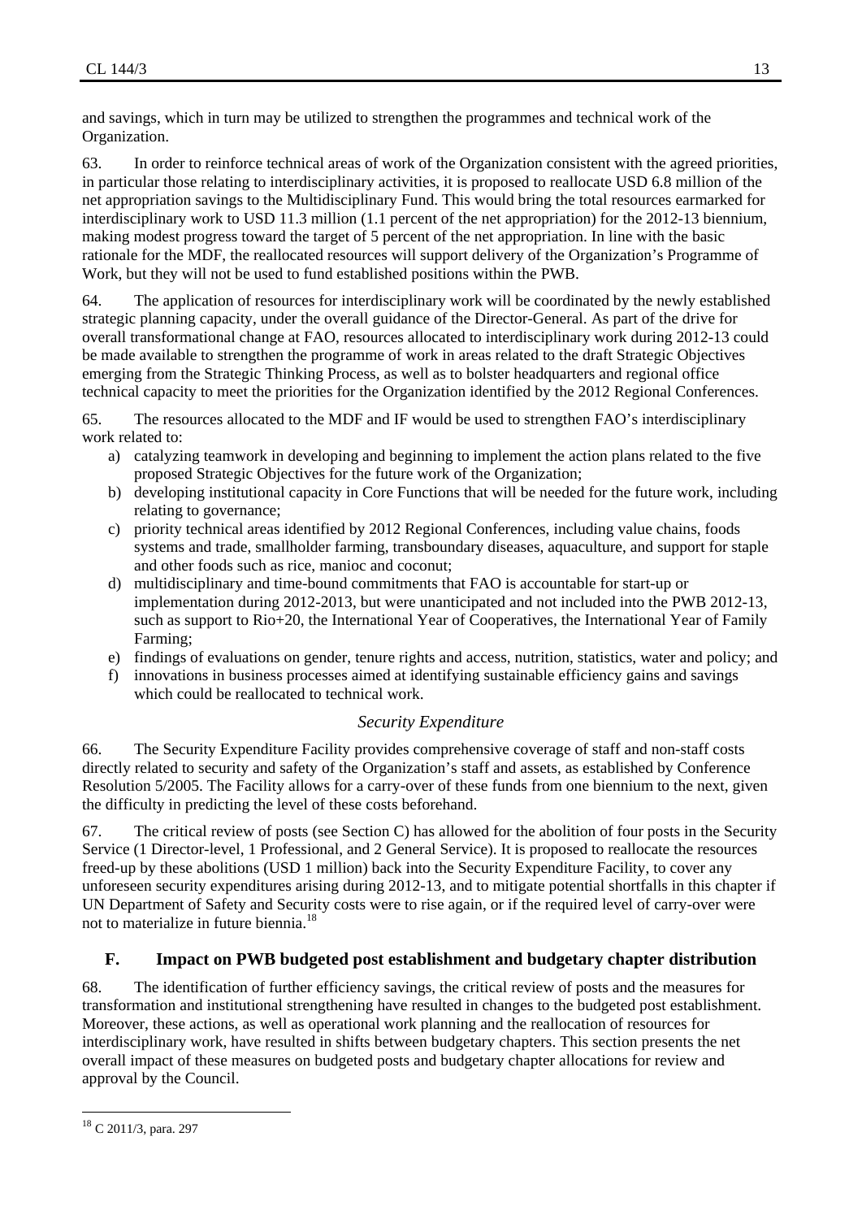and savings, which in turn may be utilized to strengthen the programmes and technical work of the Organization.

63. In order to reinforce technical areas of work of the Organization consistent with the agreed priorities, in particular those relating to interdisciplinary activities, it is proposed to reallocate USD 6.8 million of the net appropriation savings to the Multidisciplinary Fund. This would bring the total resources earmarked for interdisciplinary work to USD 11.3 million (1.1 percent of the net appropriation) for the 2012-13 biennium, making modest progress toward the target of 5 percent of the net appropriation. In line with the basic rationale for the MDF, the reallocated resources will support delivery of the Organization's Programme of Work, but they will not be used to fund established positions within the PWB.

64. The application of resources for interdisciplinary work will be coordinated by the newly established strategic planning capacity, under the overall guidance of the Director-General. As part of the drive for overall transformational change at FAO, resources allocated to interdisciplinary work during 2012-13 could be made available to strengthen the programme of work in areas related to the draft Strategic Objectives emerging from the Strategic Thinking Process, as well as to bolster headquarters and regional office technical capacity to meet the priorities for the Organization identified by the 2012 Regional Conferences.

65. The resources allocated to the MDF and IF would be used to strengthen FAO's interdisciplinary work related to:

a) catalyzing teamwork in developing and beginning to implement the action plans related to the five proposed Strategic Objectives for the future work of the Organization;
b) developing institutional capacity in Core Functions that will be needed for the future work, including relating to governance;
c) priority technical areas identified by 2012 Regional Conferences, including value chains, foods systems and trade, smallholder farming, transboundary diseases, aquaculture, and support for staple and other foods such as rice, manioc and coconut;
d) multidisciplinary and time-bound commitments that FAO is accountable for start-up or implementation during 2012-2013, but were unanticipated and not included into the PWB 2012-13, such as support to Rio+20, the International Year of Cooperatives, the International Year of Family Farming;
e) findings of evaluations on gender, tenure rights and access, nutrition, statistics, water and policy; and
f) innovations in business processes aimed at identifying sustainable efficiency gains and savings which could be reallocated to technical work.

### *Security Expenditure*

66. The Security Expenditure Facility provides comprehensive coverage of staff and non-staff costs directly related to security and safety of the Organization's staff and assets, as established by Conference Resolution 5/2005. The Facility allows for a carry-over of these funds from one biennium to the next, given the difficulty in predicting the level of these costs beforehand.

67. The critical review of posts (see Section C) has allowed for the abolition of four posts in the Security Service (1 Director-level, 1 Professional, and 2 General Service). It is proposed to reallocate the resources freed-up by these abolitions (USD 1 million) back into the Security Expenditure Facility, to cover any unforeseen security expenditures arising during 2012-13, and to mitigate potential shortfalls in this chapter if UN Department of Safety and Security costs were to rise again, or if the required level of carry-over were not to materialize in future biennia.[18]

## F. Impact on PWB budgeted post establishment and budgetary chapter distribution

68. The identification of further efficiency savings, the critical review of posts and the measures for transformation and institutional strengthening have resulted in changes to the budgeted post establishment. Moreover, these actions, as well as operational work planning and the reallocation of resources for interdisciplinary work, have resulted in shifts between budgetary chapters. This section presents the net overall impact of these measures on budgeted posts and budgetary chapter allocations for review and approval by the Council.

---

[18] C 2011/3, para. 297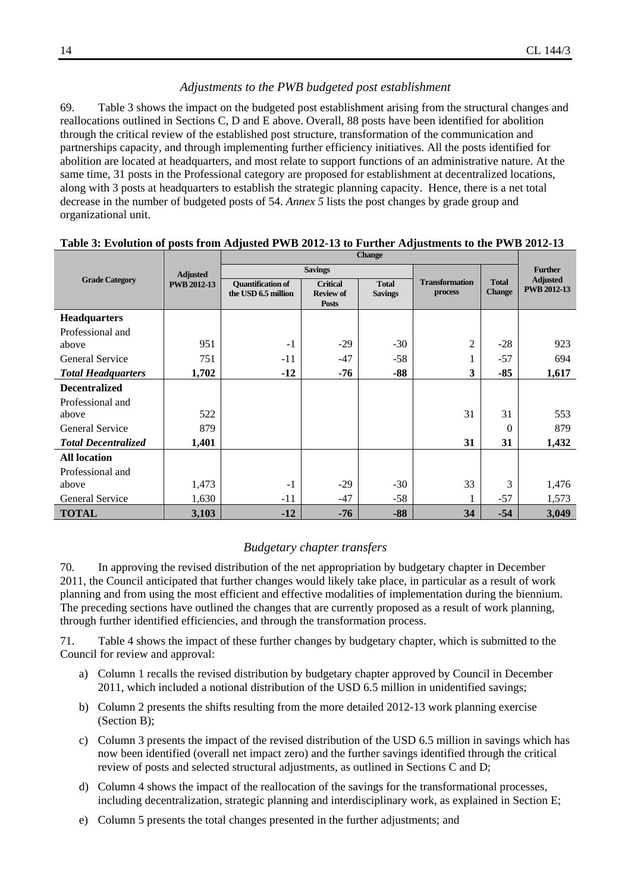### *Adjustments to the PWB budgeted post establishment*

69. Table 3 shows the impact on the budgeted post establishment arising from the structural changes and reallocations outlined in Sections C, D and E above. Overall, 88 posts have been identified for abolition through the critical review of the established post structure, transformation of the communication and partnerships capacity, and through implementing further efficiency initiatives. All the posts identified for abolition are located at headquarters, and most relate to support functions of an administrative nature. At the same time, 31 posts in the Professional category are proposed for establishment at decentralized locations, along with 3 posts at headquarters to establish the strategic planning capacity. Hence, there is a net total decrease in the number of budgeted posts of 54. *Annex 5* lists the post changes by grade group and organizational unit.

**Table 3: Evolution of posts from Adjusted PWB 2012-13 to Further Adjustments to the PWB 2012-13**

| Grade Category | Adjusted PWB 2012-13 | Change | | | | | Further Adjusted PWB 2012-13 |
|---|---|---|---|---|---|---|---|
| | | Savings | | | Transformation process | Total Change | |
| | | Quantification of the USD 6.5 million | Critical Review of Posts | Total Savings | | | |
| **Headquarters** | | | | | | | |
| Professional and above | 951 | -1 | -29 | -30 | 2 | -28 | 923 |
| General Service | 751 | -11 | -47 | -58 | 1 | -57 | 694 |
| ***Total Headquarters*** | **1,702** | **-12** | **-76** | **-88** | **3** | **-85** | **1,617** |
| **Decentralized** | | | | | | | |
| Professional and above | 522 | | | | 31 | 31 | 553 |
| General Service | 879 | | | | | 0 | 879 |
| ***Total Decentralized*** | **1,401** | | | | **31** | **31** | **1,432** |
| **All location** | | | | | | | |
| Professional and above | 1,473 | -1 | -29 | -30 | 33 | 3 | 1,476 |
| General Service | 1,630 | -11 | -47 | -58 | 1 | -57 | 1,573 |
| **TOTAL** | **3,103** | **-12** | **-76** | **-88** | **34** | **-54** | **3,049** |

### *Budgetary chapter transfers*

70. In approving the revised distribution of the net appropriation by budgetary chapter in December 2011, the Council anticipated that further changes would likely take place, in particular as a result of work planning and from using the most efficient and effective modalities of implementation during the biennium. The preceding sections have outlined the changes that are currently proposed as a result of work planning, through further identified efficiencies, and through the transformation process.

71. Table 4 shows the impact of these further changes by budgetary chapter, which is submitted to the Council for review and approval:

a) Column 1 recalls the revised distribution by budgetary chapter approved by Council in December 2011, which included a notional distribution of the USD 6.5 million in unidentified savings;

b) Column 2 presents the shifts resulting from the more detailed 2012-13 work planning exercise (Section B);

c) Column 3 presents the impact of the revised distribution of the USD 6.5 million in savings which has now been identified (overall net impact zero) and the further savings identified through the critical review of posts and selected structural adjustments, as outlined in Sections C and D;

d) Column 4 shows the impact of the reallocation of the savings for the transformational processes, including decentralization, strategic planning and interdisciplinary work, as explained in Section E;

e) Column 5 presents the total changes presented in the further adjustments; and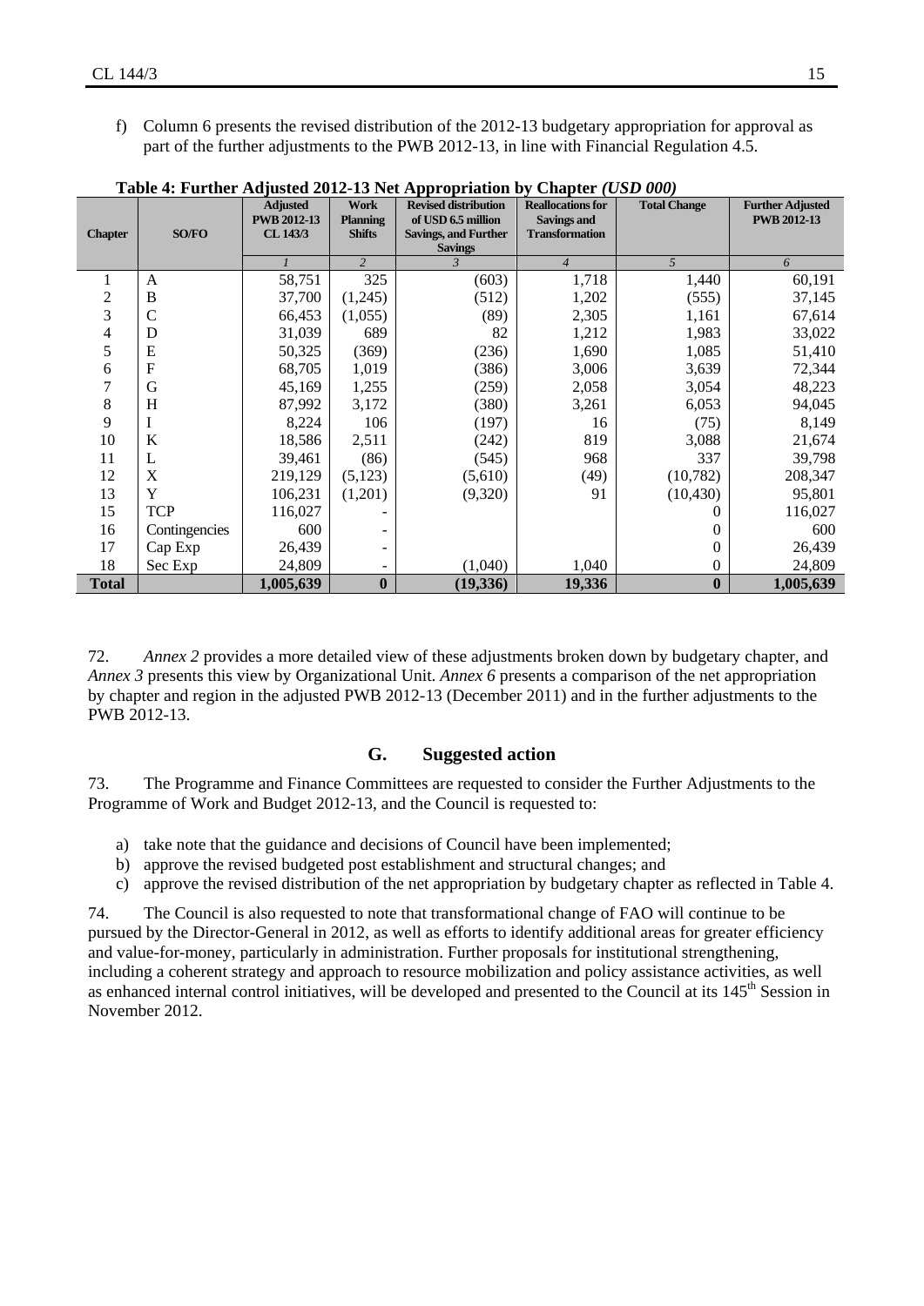f) Column 6 presents the revised distribution of the 2012-13 budgetary appropriation for approval as part of the further adjustments to the PWB 2012-13, in line with Financial Regulation 4.5.

**Table 4: Further Adjusted 2012-13 Net Appropriation by Chapter *(USD 000)***

| Chapter | SO/FO | Adjusted PWB 2012-13 CL 143/3 | Work Planning Shifts | Revised distribution of USD 6.5 million Savings, and Further Savings | Reallocations for Savings and Transformation | Total Change | Further Adjusted PWB 2012-13 |
|---|---|---|---|---|---|---|---|
| | | *1* | *2* | *3* | *4* | *5* | *6* |
| 1 | A | 58,751 | 325 | (603) | 1,718 | 1,440 | 60,191 |
| 2 | B | 37,700 | (1,245) | (512) | 1,202 | (555) | 37,145 |
| 3 | C | 66,453 | (1,055) | (89) | 2,305 | 1,161 | 67,614 |
| 4 | D | 31,039 | 689 | 82 | 1,212 | 1,983 | 33,022 |
| 5 | E | 50,325 | (369) | (236) | 1,690 | 1,085 | 51,410 |
| 6 | F | 68,705 | 1,019 | (386) | 3,006 | 3,639 | 72,344 |
| 7 | G | 45,169 | 1,255 | (259) | 2,058 | 3,054 | 48,223 |
| 8 | H | 87,992 | 3,172 | (380) | 3,261 | 6,053 | 94,045 |
| 9 | I | 8,224 | 106 | (197) | 16 | (75) | 8,149 |
| 10 | K | 18,586 | 2,511 | (242) | 819 | 3,088 | 21,674 |
| 11 | L | 39,461 | (86) | (545) | 968 | 337 | 39,798 |
| 12 | X | 219,129 | (5,123) | (5,610) | (49) | (10,782) | 208,347 |
| 13 | Y | 106,231 | (1,201) | (9,320) | 91 | (10,430) | 95,801 |
| 15 | TCP | 116,027 | - | | | 0 | 116,027 |
| 16 | Contingencies | 600 | - | | | 0 | 600 |
| 17 | Cap Exp | 26,439 | - | | | 0 | 26,439 |
| 18 | Sec Exp | 24,809 | - | (1,040) | 1,040 | 0 | 24,809 |
| **Total** | | **1,005,639** | **0** | **(19,336)** | **19,336** | **0** | **1,005,639** |

72. *Annex 2* provides a more detailed view of these adjustments broken down by budgetary chapter, and *Annex 3* presents this view by Organizational Unit. *Annex 6* presents a comparison of the net appropriation by chapter and region in the adjusted PWB 2012-13 (December 2011) and in the further adjustments to the PWB 2012-13.

## G. Suggested action

73. The Programme and Finance Committees are requested to consider the Further Adjustments to the Programme of Work and Budget 2012-13, and the Council is requested to:

a) take note that the guidance and decisions of Council have been implemented;
b) approve the revised budgeted post establishment and structural changes; and
c) approve the revised distribution of the net appropriation by budgetary chapter as reflected in Table 4.

74. The Council is also requested to note that transformational change of FAO will continue to be pursued by the Director-General in 2012, as well as efforts to identify additional areas for greater efficiency and value-for-money, particularly in administration. Further proposals for institutional strengthening, including a coherent strategy and approach to resource mobilization and policy assistance activities, as well as enhanced internal control initiatives, will be developed and presented to the Council at its 145th Session in November 2012.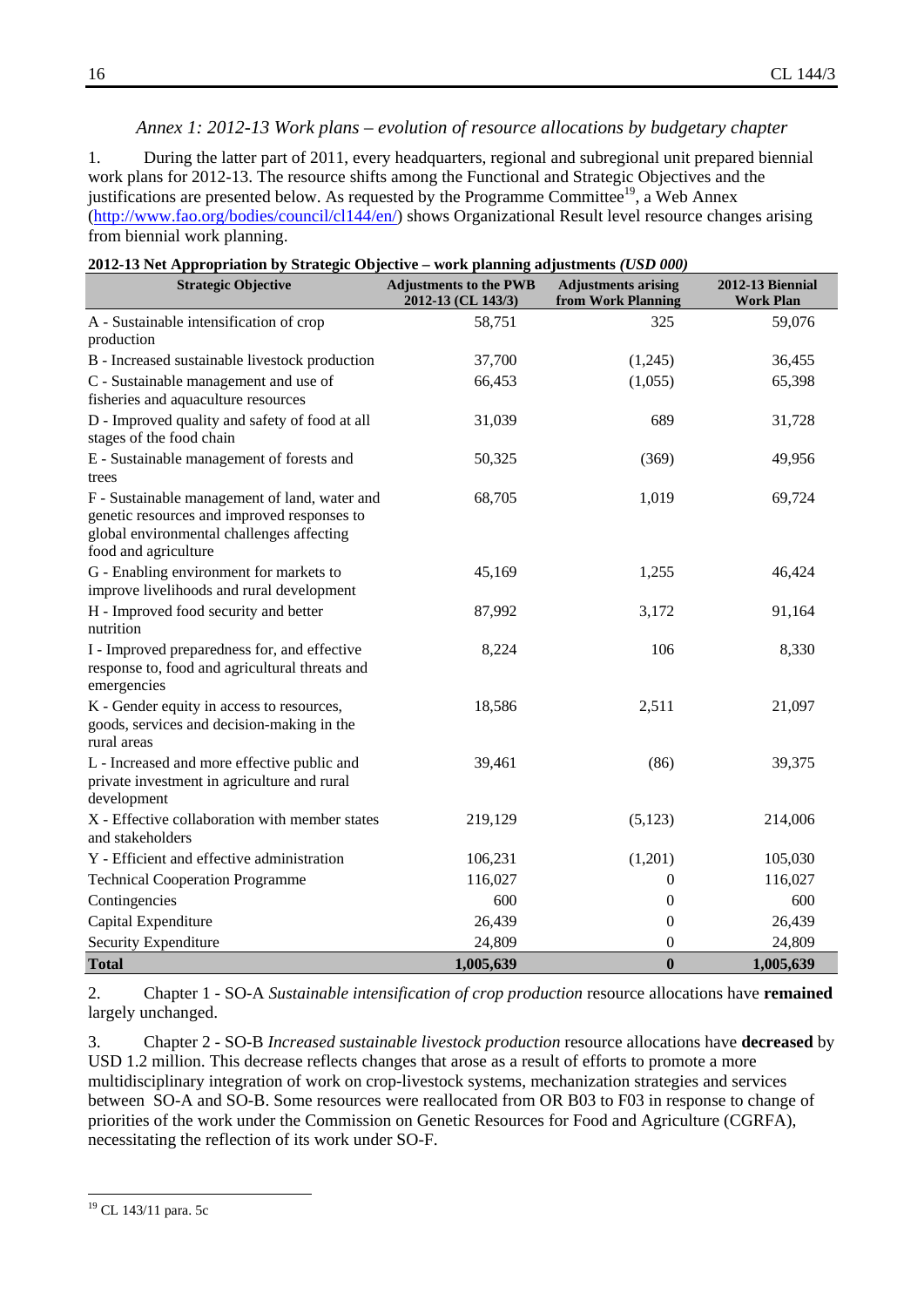*Annex 1: 2012-13 Work plans – evolution of resource allocations by budgetary chapter*

1. During the latter part of 2011, every headquarters, regional and subregional unit prepared biennial work plans for 2012-13. The resource shifts among the Functional and Strategic Objectives and the justifications are presented below. As requested by the Programme Committee[19], a Web Annex (http://www.fao.org/bodies/council/cl144/en/) shows Organizational Result level resource changes arising from biennial work planning.

**2012-13 Net Appropriation by Strategic Objective – work planning adjustments** ***(USD 000)***

| Strategic Objective | Adjustments to the PWB 2012-13 (CL 143/3) | Adjustments arising from Work Planning | 2012-13 Biennial Work Plan |
|---|---|---|---|
| A - Sustainable intensification of crop production | 58,751 | 325 | 59,076 |
| B - Increased sustainable livestock production | 37,700 | (1,245) | 36,455 |
| C - Sustainable management and use of fisheries and aquaculture resources | 66,453 | (1,055) | 65,398 |
| D - Improved quality and safety of food at all stages of the food chain | 31,039 | 689 | 31,728 |
| E - Sustainable management of forests and trees | 50,325 | (369) | 49,956 |
| F - Sustainable management of land, water and genetic resources and improved responses to global environmental challenges affecting food and agriculture | 68,705 | 1,019 | 69,724 |
| G - Enabling environment for markets to improve livelihoods and rural development | 45,169 | 1,255 | 46,424 |
| H - Improved food security and better nutrition | 87,992 | 3,172 | 91,164 |
| I - Improved preparedness for, and effective response to, food and agricultural threats and emergencies | 8,224 | 106 | 8,330 |
| K - Gender equity in access to resources, goods, services and decision-making in the rural areas | 18,586 | 2,511 | 21,097 |
| L - Increased and more effective public and private investment in agriculture and rural development | 39,461 | (86) | 39,375 |
| X - Effective collaboration with member states and stakeholders | 219,129 | (5,123) | 214,006 |
| Y - Efficient and effective administration | 106,231 | (1,201) | 105,030 |
| Technical Cooperation Programme | 116,027 | 0 | 116,027 |
| Contingencies | 600 | 0 | 600 |
| Capital Expenditure | 26,439 | 0 | 26,439 |
| Security Expenditure | 24,809 | 0 | 24,809 |
| **Total** | **1,005,639** | **0** | **1,005,639** |

2. Chapter 1 - SO-A *Sustainable intensification of crop production* resource allocations have **remained** largely unchanged.

3. Chapter 2 - SO-B *Increased sustainable livestock production* resource allocations have **decreased** by USD 1.2 million. This decrease reflects changes that arose as a result of efforts to promote a more multidisciplinary integration of work on crop-livestock systems, mechanization strategies and services between SO-A and SO-B. Some resources were reallocated from OR B03 to F03 in response to change of priorities of the work under the Commission on Genetic Resources for Food and Agriculture (CGRFA), necessitating the reflection of its work under SO-F.

[19] CL 143/11 para. 5c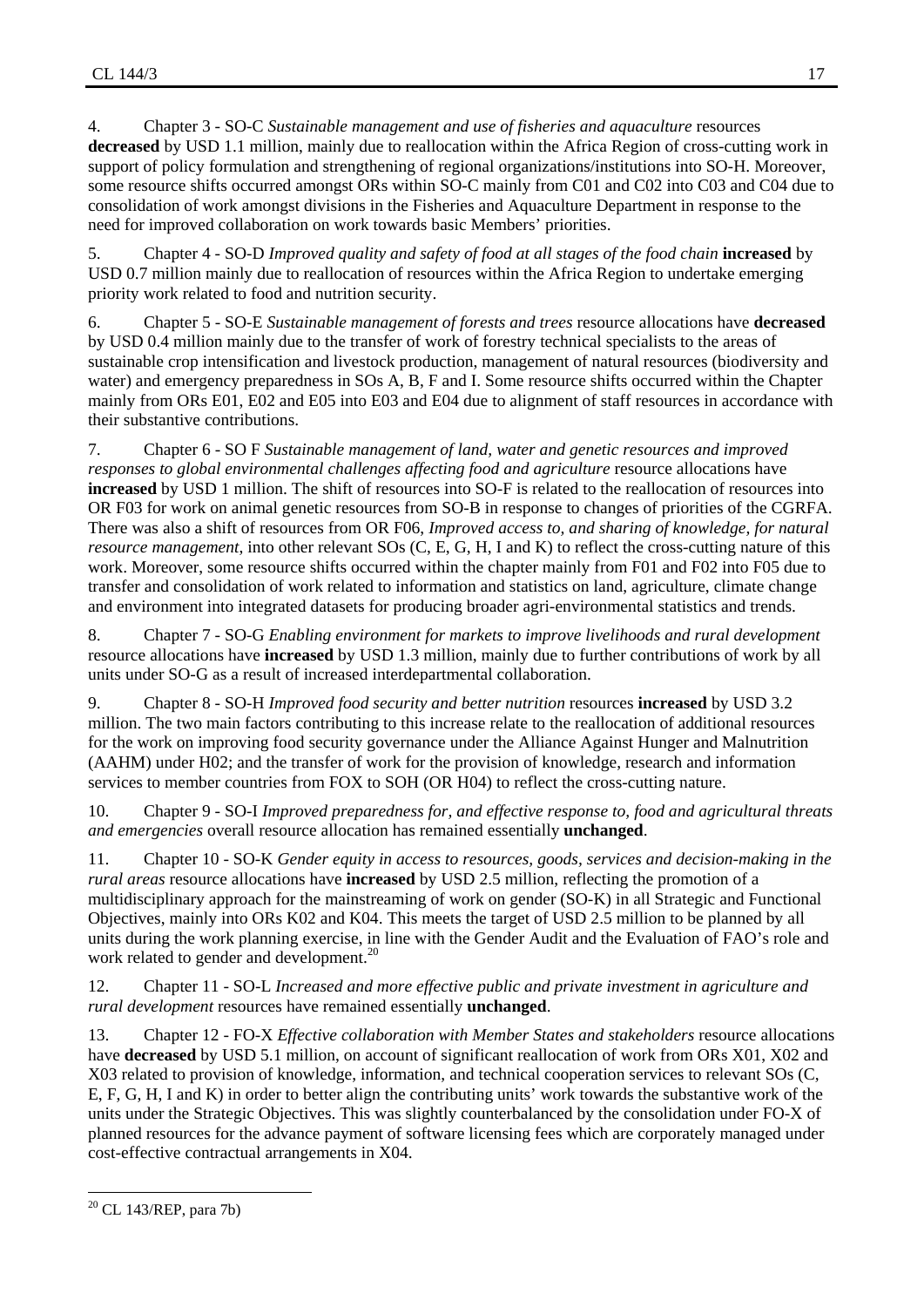4. Chapter 3 - SO-C *Sustainable management and use of fisheries and aquaculture* resources **decreased** by USD 1.1 million, mainly due to reallocation within the Africa Region of cross-cutting work in support of policy formulation and strengthening of regional organizations/institutions into SO-H. Moreover, some resource shifts occurred amongst ORs within SO-C mainly from C01 and C02 into C03 and C04 due to consolidation of work amongst divisions in the Fisheries and Aquaculture Department in response to the need for improved collaboration on work towards basic Members' priorities.

5. Chapter 4 - SO-D *Improved quality and safety of food at all stages of the food chain* **increased** by USD 0.7 million mainly due to reallocation of resources within the Africa Region to undertake emerging priority work related to food and nutrition security.

6. Chapter 5 - SO-E *Sustainable management of forests and trees* resource allocations have **decreased** by USD 0.4 million mainly due to the transfer of work of forestry technical specialists to the areas of sustainable crop intensification and livestock production, management of natural resources (biodiversity and water) and emergency preparedness in SOs A, B, F and I. Some resource shifts occurred within the Chapter mainly from ORs E01, E02 and E05 into E03 and E04 due to alignment of staff resources in accordance with their substantive contributions.

7. Chapter 6 - SO F *Sustainable management of land, water and genetic resources and improved responses to global environmental challenges affecting food and agriculture* resource allocations have **increased** by USD 1 million. The shift of resources into SO-F is related to the reallocation of resources into OR F03 for work on animal genetic resources from SO-B in response to changes of priorities of the CGRFA. There was also a shift of resources from OR F06, *Improved access to, and sharing of knowledge, for natural resource management*, into other relevant SOs (C, E, G, H, I and K) to reflect the cross-cutting nature of this work. Moreover, some resource shifts occurred within the chapter mainly from F01 and F02 into F05 due to transfer and consolidation of work related to information and statistics on land, agriculture, climate change and environment into integrated datasets for producing broader agri-environmental statistics and trends.

8. Chapter 7 - SO-G *Enabling environment for markets to improve livelihoods and rural development* resource allocations have **increased** by USD 1.3 million, mainly due to further contributions of work by all units under SO-G as a result of increased interdepartmental collaboration.

9. Chapter 8 - SO-H *Improved food security and better nutrition* resources **increased** by USD 3.2 million. The two main factors contributing to this increase relate to the reallocation of additional resources for the work on improving food security governance under the Alliance Against Hunger and Malnutrition (AAHM) under H02; and the transfer of work for the provision of knowledge, research and information services to member countries from FOX to SOH (OR H04) to reflect the cross-cutting nature.

10. Chapter 9 - SO-I *Improved preparedness for, and effective response to, food and agricultural threats and emergencies* overall resource allocation has remained essentially **unchanged**.

11. Chapter 10 - SO-K *Gender equity in access to resources, goods, services and decision-making in the rural areas* resource allocations have **increased** by USD 2.5 million, reflecting the promotion of a multidisciplinary approach for the mainstreaming of work on gender (SO-K) in all Strategic and Functional Objectives, mainly into ORs K02 and K04. This meets the target of USD 2.5 million to be planned by all units during the work planning exercise, in line with the Gender Audit and the Evaluation of FAO's role and work related to gender and development.[20]

12. Chapter 11 - SO-L *Increased and more effective public and private investment in agriculture and rural development* resources have remained essentially **unchanged**.

13. Chapter 12 - FO-X *Effective collaboration with Member States and stakeholders* resource allocations have **decreased** by USD 5.1 million, on account of significant reallocation of work from ORs X01, X02 and X03 related to provision of knowledge, information, and technical cooperation services to relevant SOs (C, E, F, G, H, I and K) in order to better align the contributing units' work towards the substantive work of the units under the Strategic Objectives. This was slightly counterbalanced by the consolidation under FO-X of planned resources for the advance payment of software licensing fees which are corporately managed under cost-effective contractual arrangements in X04.

---

[20] CL 143/REP, para 7b)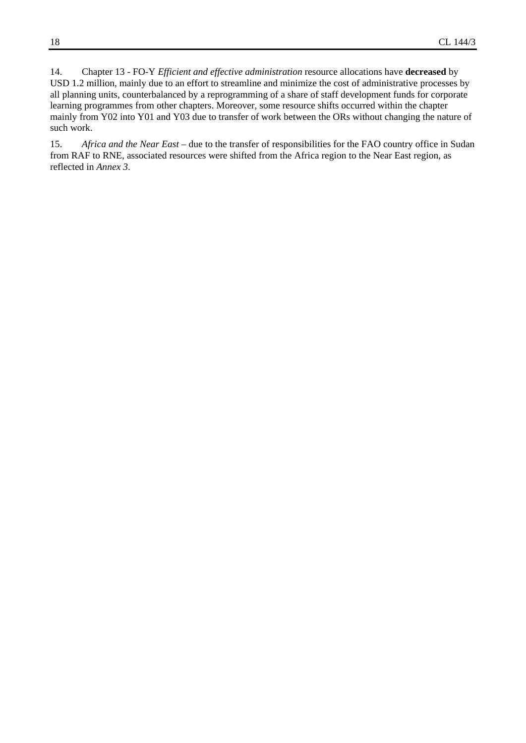14. Chapter 13 - FO-Y *Efficient and effective administration* resource allocations have **decreased** by USD 1.2 million, mainly due to an effort to streamline and minimize the cost of administrative processes by all planning units, counterbalanced by a reprogramming of a share of staff development funds for corporate learning programmes from other chapters. Moreover, some resource shifts occurred within the chapter mainly from Y02 into Y01 and Y03 due to transfer of work between the ORs without changing the nature of such work.

15. *Africa and the Near East* – due to the transfer of responsibilities for the FAO country office in Sudan from RAF to RNE, associated resources were shifted from the Africa region to the Near East region, as reflected in *Annex 3*.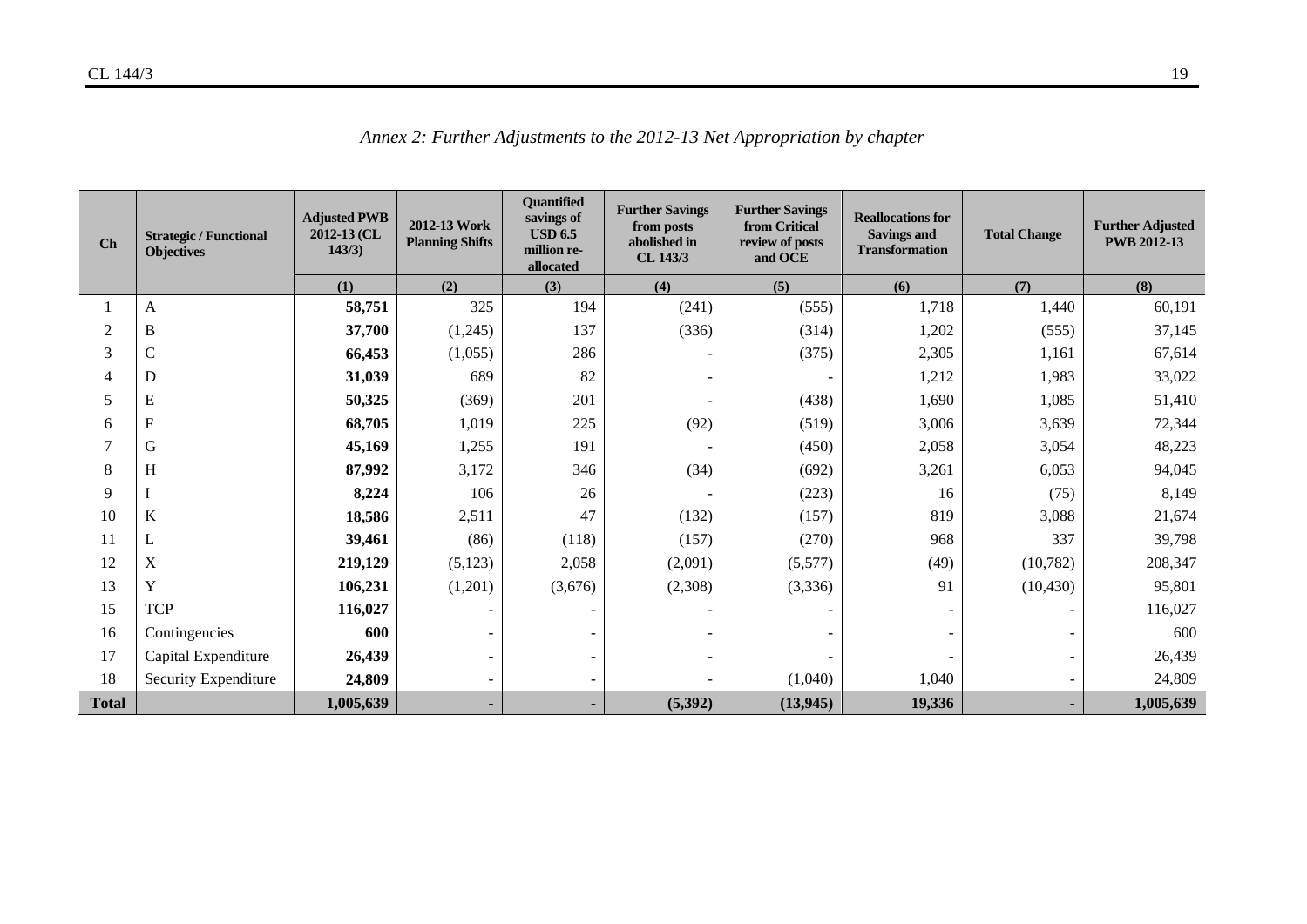*Annex 2: Further Adjustments to the 2012-13 Net Appropriation by chapter*

| Ch | Strategic / Functional Objectives | Adjusted PWB 2012-13 (CL 143/3) | 2012-13 Work Planning Shifts | Quantified savings of USD 6.5 million re-allocated | Further Savings from posts abolished in CL 143/3 | Further Savings from Critical review of posts and OCE | Reallocations for Savings and Transformation | Total Change | Further Adjusted PWB 2012-13 |
|---|---|---|---|---|---|---|---|---|---|
| | | (1) | (2) | (3) | (4) | (5) | (6) | (7) | (8) |
| 1 | A | **58,751** | 325 | 194 | (241) | (555) | 1,718 | 1,440 | 60,191 |
| 2 | B | **37,700** | (1,245) | 137 | (336) | (314) | 1,202 | (555) | 37,145 |
| 3 | C | **66,453** | (1,055) | 286 | - | (375) | 2,305 | 1,161 | 67,614 |
| 4 | D | **31,039** | 689 | 82 | - | - | 1,212 | 1,983 | 33,022 |
| 5 | E | **50,325** | (369) | 201 | - | (438) | 1,690 | 1,085 | 51,410 |
| 6 | F | **68,705** | 1,019 | 225 | (92) | (519) | 3,006 | 3,639 | 72,344 |
| 7 | G | **45,169** | 1,255 | 191 | - | (450) | 2,058 | 3,054 | 48,223 |
| 8 | H | **87,992** | 3,172 | 346 | (34) | (692) | 3,261 | 6,053 | 94,045 |
| 9 | I | **8,224** | 106 | 26 | - | (223) | 16 | (75) | 8,149 |
| 10 | K | **18,586** | 2,511 | 47 | (132) | (157) | 819 | 3,088 | 21,674 |
| 11 | L | **39,461** | (86) | (118) | (157) | (270) | 968 | 337 | 39,798 |
| 12 | X | **219,129** | (5,123) | 2,058 | (2,091) | (5,577) | (49) | (10,782) | 208,347 |
| 13 | Y | **106,231** | (1,201) | (3,676) | (2,308) | (3,336) | 91 | (10,430) | 95,801 |
| 15 | TCP | **116,027** | - | - | - | - | - | - | 116,027 |
| 16 | Contingencies | **600** | - | - | - | - | - | - | 600 |
| 17 | Capital Expenditure | **26,439** | - | - | - | - | - | - | 26,439 |
| 18 | Security Expenditure | **24,809** | - | - | - | (1,040) | 1,040 | - | 24,809 |
| **Total** | | **1,005,639** | **-** | **-** | **(5,392)** | **(13,945)** | **19,336** | **-** | **1,005,639** |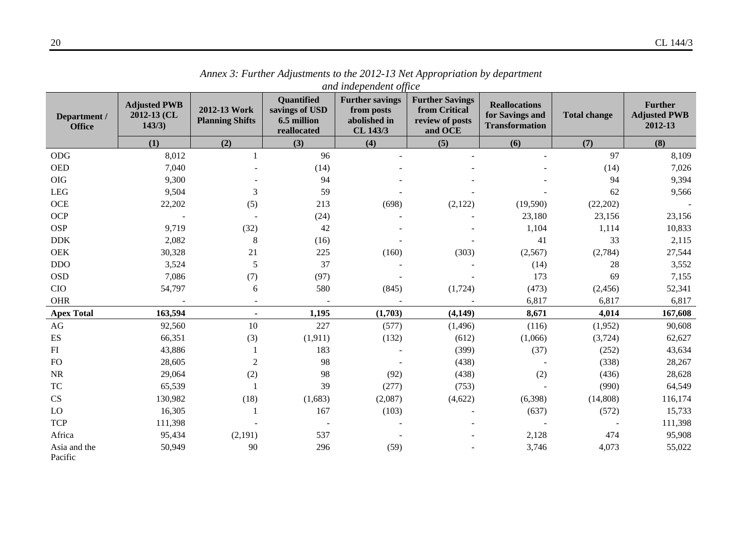*Annex 3: Further Adjustments to the 2012-13 Net Appropriation by department and independent office*

| Department / Office | Adjusted PWB 2012-13 (CL 143/3) | 2012-13 Work Planning Shifts | Quantified savings of USD 6.5 million reallocated | Further savings from posts abolished in CL 143/3 | Further Savings from Critical review of posts and OCE | Reallocations for Savings and Transformation | Total change | Further Adjusted PWB 2012-13 |
|---|---|---|---|---|---|---|---|---|
| | (1) | (2) | (3) | (4) | (5) | (6) | (7) | (8) |
| ODG | 8,012 | 1 | 96 | - | - | - | 97 | 8,109 |
| OED | 7,040 | - | (14) | - | - | - | (14) | 7,026 |
| OIG | 9,300 | - | 94 | - | - | - | 94 | 9,394 |
| LEG | 9,504 | 3 | 59 | - | - | - | 62 | 9,566 |
| OCE | 22,202 | (5) | 213 | (698) | (2,122) | (19,590) | (22,202) | - |
| OCP | - | - | (24) | - | - | 23,180 | 23,156 | 23,156 |
| OSP | 9,719 | (32) | 42 | - | - | 1,104 | 1,114 | 10,833 |
| DDK | 2,082 | 8 | (16) | - | - | 41 | 33 | 2,115 |
| OEK | 30,328 | 21 | 225 | (160) | (303) | (2,567) | (2,784) | 27,544 |
| DDO | 3,524 | 5 | 37 | - | - | (14) | 28 | 3,552 |
| OSD | 7,086 | (7) | (97) | - | - | 173 | 69 | 7,155 |
| CIO | 54,797 | 6 | 580 | (845) | (1,724) | (473) | (2,456) | 52,341 |
| OHR | - | - | - | - | - | 6,817 | 6,817 | 6,817 |
| **Apex Total** | **163,594** | **-** | **1,195** | **(1,703)** | **(4,149)** | **8,671** | **4,014** | **167,608** |
| AG | 92,560 | 10 | 227 | (577) | (1,496) | (116) | (1,952) | 90,608 |
| ES | 66,351 | (3) | (1,911) | (132) | (612) | (1,066) | (3,724) | 62,627 |
| FI | 43,886 | 1 | 183 | - | (399) | (37) | (252) | 43,634 |
| FO | 28,605 | 2 | 98 | - | (438) | - | (338) | 28,267 |
| NR | 29,064 | (2) | 98 | (92) | (438) | (2) | (436) | 28,628 |
| TC | 65,539 | 1 | 39 | (277) | (753) | - | (990) | 64,549 |
| CS | 130,982 | (18) | (1,683) | (2,087) | (4,622) | (6,398) | (14,808) | 116,174 |
| LO | 16,305 | 1 | 167 | (103) | - | (637) | (572) | 15,733 |
| TCP | 111,398 | - | - | - | - | - | - | 111,398 |
| Africa | 95,434 | (2,191) | 537 | - | - | 2,128 | 474 | 95,908 |
| Asia and the Pacific | 50,949 | 90 | 296 | (59) | - | 3,746 | 4,073 | 55,022 |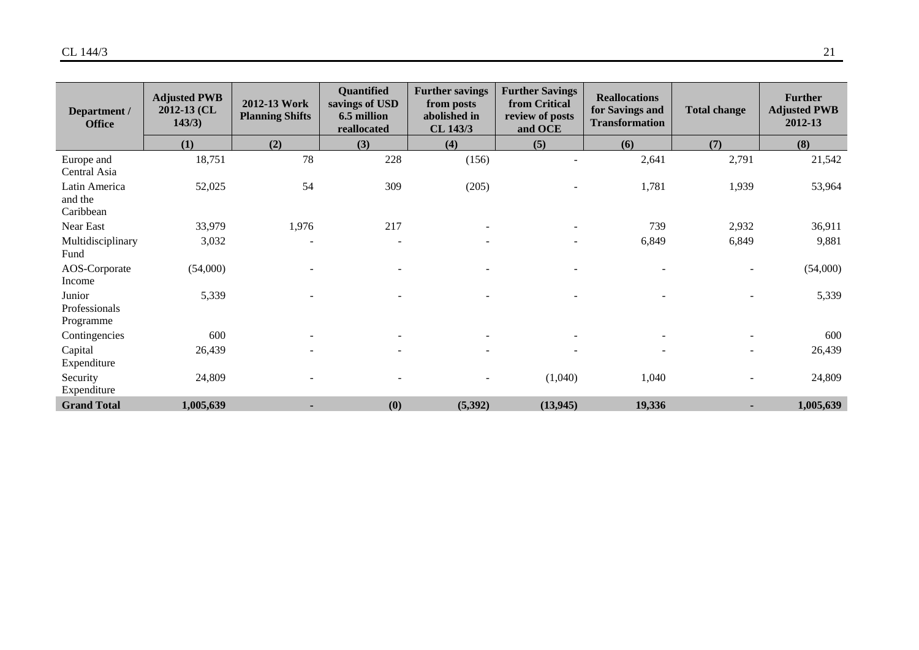| Department / Office | Adjusted PWB 2012-13 (CL 143/3) | 2012-13 Work Planning Shifts | Quantified savings of USD 6.5 million reallocated | Further savings from posts abolished in CL 143/3 | Further Savings from Critical review of posts and OCE | Reallocations for Savings and Transformation | Total change | Further Adjusted PWB 2012-13 |
|---|---|---|---|---|---|---|---|---|
| | (1) | (2) | (3) | (4) | (5) | (6) | (7) | (8) |
| Europe and Central Asia | 18,751 | 78 | 228 | (156) | - | 2,641 | 2,791 | 21,542 |
| Latin America and the Caribbean | 52,025 | 54 | 309 | (205) | - | 1,781 | 1,939 | 53,964 |
| Near East | 33,979 | 1,976 | 217 | - | - | 739 | 2,932 | 36,911 |
| Multidisciplinary Fund | 3,032 | - | - | - | - | 6,849 | 6,849 | 9,881 |
| AOS-Corporate Income | (54,000) | - | - | - | - | - | - | (54,000) |
| Junior Professionals Programme | 5,339 | - | - | - | - | - | - | 5,339 |
| Contingencies | 600 | - | - | - | - | - | - | 600 |
| Capital Expenditure | 26,439 | - | - | - | - | - | - | 26,439 |
| Security Expenditure | 24,809 | - | - | - | (1,040) | 1,040 | - | 24,809 |
| **Grand Total** | **1,005,639** | **-** | **(0)** | **(5,392)** | **(13,945)** | **19,336** | **-** | **1,005,639** |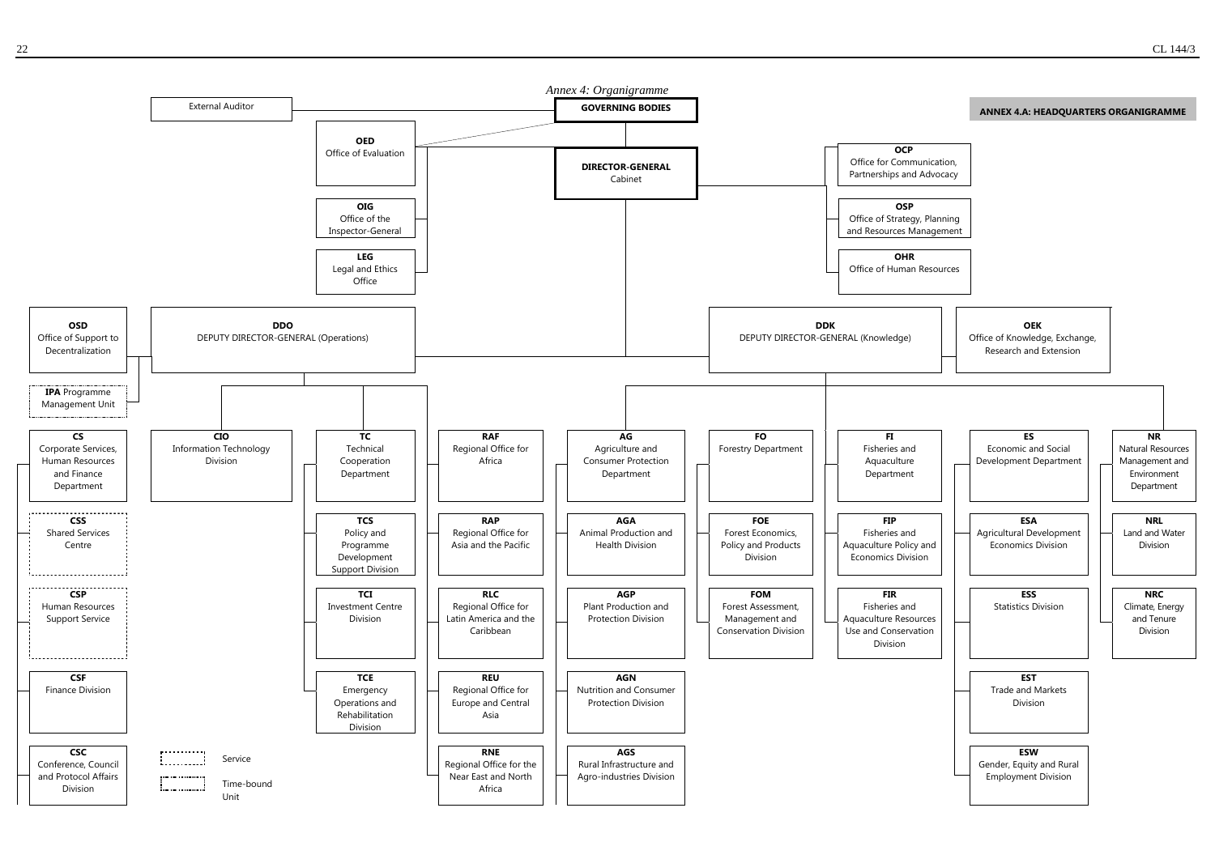*Annex 4: Organigramme*

**ANNEX 4.A: HEADQUARTERS ORGANIGRAMME**

External Auditor

**GOVERNING BODIES**

**DIRECTOR-GENERAL**
Cabinet

**OED**
Office of Evaluation

**OIG**
Office of the Inspector-General

**LEG**
Legal and Ethics Office

**OCP**
Office for Communication, Partnerships and Advocacy

**OSP**
Office of Strategy, Planning and Resources Management

**OHR**
Office of Human Resources

**OSD**
Office of Support to Decentralization

**IPA** Programme Management Unit

**DDO**
DEPUTY DIRECTOR-GENERAL (Operations)

**DDK**
DEPUTY DIRECTOR-GENERAL (Knowledge)

**OEK**
Office of Knowledge, Exchange, Research and Extension

**CS**
Corporate Services, Human Resources and Finance Department

- **CSS** Shared Services Centre
- **CSP** Human Resources Support Service
- **CSF** Finance Division
- **CSC** Conference, Council and Protocol Affairs Division

**CIO**
Information Technology Division

**TC**
Technical Cooperation Department

- **TCS** Policy and Programme Development Support Division
- **TCI** Investment Centre Division
- **TCE** Emergency Operations and Rehabilitation Division

Regional Offices:

- **RAF** Regional Office for Africa
- **RAP** Regional Office for Asia and the Pacific
- **RLC** Regional Office for Latin America and the Caribbean
- **REU** Regional Office for Europe and Central Asia
- **RNE** Regional Office for the Near East and North Africa

**AG**
Agriculture and Consumer Protection Department

- **AGA** Animal Production and Health Division
- **AGP** Plant Production and Protection Division
- **AGN** Nutrition and Consumer Protection Division
- **AGS** Rural Infrastructure and Agro-industries Division

**FO**
Forestry Department

- **FOE** Forest Economics, Policy and Products Division
- **FOM** Forest Assessment, Management and Conservation Division

**FI**
Fisheries and Aquaculture Department

- **FIP** Fisheries and Aquaculture Policy and Economics Division
- **FIR** Fisheries and Aquaculture Resources Use and Conservation Division

**ES**
Economic and Social Development Department

- **ESA** Agricultural Development Economics Division
- **ESS** Statistics Division
- **EST** Trade and Markets Division
- **ESW** Gender, Equity and Rural Employment Division

**NR**
Natural Resources Management and Environment Department

- **NRL** Land and Water Division
- **NRC** Climate, Energy and Tenure Division

Legend: Service (dotted box); Time-bound Unit (dash-dot box)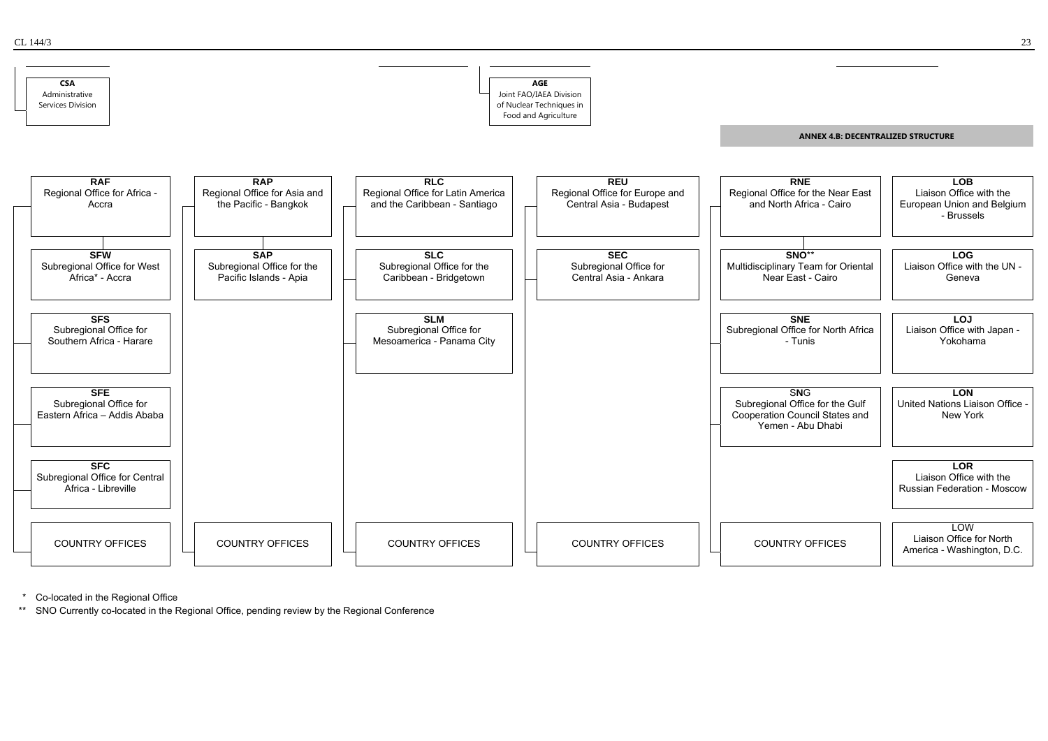**CSA**
Administrative Services Division

**AGE**
Joint FAO/IAEA Division of Nuclear Techniques in Food and Agriculture

## ANNEX 4.B: DECENTRALIZED STRUCTURE

**RAF** – Regional Office for Africa - Accra
- **SFW** – Subregional Office for West Africa* - Accra
- **SFS** – Subregional Office for Southern Africa - Harare
- **SFE** – Subregional Office for Eastern Africa – Addis Ababa
- **SFC** – Subregional Office for Central Africa - Libreville
- COUNTRY OFFICES

**RAP** – Regional Office for Asia and the Pacific - Bangkok
- **SAP** – Subregional Office for the Pacific Islands - Apia
- COUNTRY OFFICES

**RLC** – Regional Office for Latin America and the Caribbean - Santiago
- **SLC** – Subregional Office for the Caribbean - Bridgetown
- **SLM** – Subregional Office for Mesoamerica - Panama City
- COUNTRY OFFICES

**REU** – Regional Office for Europe and Central Asia - Budapest
- **SEC** – Subregional Office for Central Asia - Ankara
- COUNTRY OFFICES

**RNE** – Regional Office for the Near East and North Africa - Cairo
- **SNO**** – Multidisciplinary Team for Oriental Near East - Cairo
- **SNE** – Subregional Office for North Africa - Tunis
- SNG – Subregional Office for the Gulf Cooperation Council States and Yemen - Abu Dhabi
- COUNTRY OFFICES

**LOB** – Liaison Office with the European Union and Belgium - Brussels

**LOG** – Liaison Office with the UN - Geneva

**LOJ** – Liaison Office with Japan - Yokohama

**LON** – United Nations Liaison Office - New York

**LOR** – Liaison Office with the Russian Federation - Moscow

LOW – Liaison Office for North America - Washington, D.C.

\* Co-located in the Regional Office

\*\* SNO Currently co-located in the Regional Office, pending review by the Regional Conference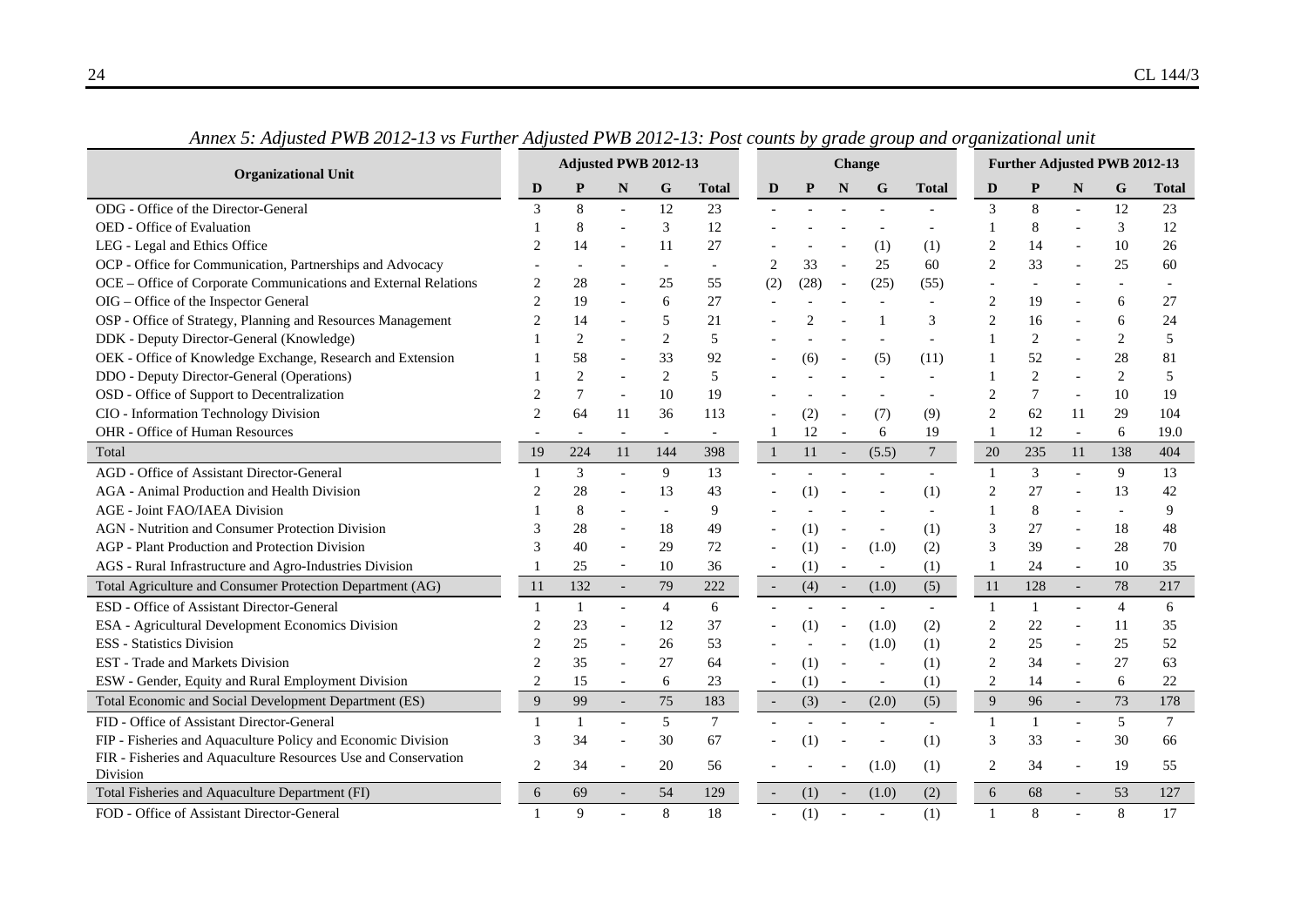*Annex 5: Adjusted PWB 2012-13 vs Further Adjusted PWB 2012-13: Post counts by grade group and organizational unit*

| Organizational Unit | Adjusted PWB 2012-13 | | | | | Change | | | | | Further Adjusted PWB 2012-13 | | | | |
|---|---|---|---|---|---|---|---|---|---|---|---|---|---|---|---|
| | D | P | N | G | Total | D | P | N | G | Total | D | P | N | G | Total |
| ODG - Office of the Director-General | 3 | 8 | - | 12 | 23 | - | - | - | - | - | 3 | 8 | - | 12 | 23 |
| OED - Office of Evaluation | 1 | 8 | - | 3 | 12 | - | - | - | - | - | 1 | 8 | - | 3 | 12 |
| LEG - Legal and Ethics Office | 2 | 14 | - | 11 | 27 | - | - | - | (1) | (1) | 2 | 14 | - | 10 | 26 |
| OCP - Office for Communication, Partnerships and Advocacy | - | - | - | - | - | 2 | 33 | - | 25 | 60 | 2 | 33 | - | 25 | 60 |
| OCE – Office of Corporate Communications and External Relations | 2 | 28 | - | 25 | 55 | (2) | (28) | - | (25) | (55) | - | - | - | - | - |
| OIG – Office of the Inspector General | 2 | 19 | - | 6 | 27 | - | - | - | - | - | 2 | 19 | - | 6 | 27 |
| OSP - Office of Strategy, Planning and Resources Management | 2 | 14 | - | 5 | 21 | - | 2 | - | 1 | 3 | 2 | 16 | - | 6 | 24 |
| DDK - Deputy Director-General (Knowledge) | 1 | 2 | - | 2 | 5 | - | - | - | - | - | 1 | 2 | - | 2 | 5 |
| OEK - Office of Knowledge Exchange, Research and Extension | 1 | 58 | - | 33 | 92 | - | (6) | - | (5) | (11) | 1 | 52 | - | 28 | 81 |
| DDO - Deputy Director-General (Operations) | 1 | 2 | - | 2 | 5 | - | - | - | - | - | 1 | 2 | - | 2 | 5 |
| OSD - Office of Support to Decentralization | 2 | 7 | - | 10 | 19 | - | - | - | - | - | 2 | 7 | - | 10 | 19 |
| CIO - Information Technology Division | 2 | 64 | 11 | 36 | 113 | - | (2) | - | (7) | (9) | 2 | 62 | 11 | 29 | 104 |
| OHR - Office of Human Resources | - | - | - | - | - | 1 | 12 | - | 6 | 19 | 1 | 12 | - | 6 | 19.0 |
| Total | 19 | 224 | 11 | 144 | 398 | 1 | 11 | - | (5.5) | 7 | 20 | 235 | 11 | 138 | 404 |
| AGD - Office of Assistant Director-General | 1 | 3 | - | 9 | 13 | - | - | - | - | - | 1 | 3 | - | 9 | 13 |
| AGA - Animal Production and Health Division | 2 | 28 | - | 13 | 43 | - | (1) | - | - | (1) | 2 | 27 | - | 13 | 42 |
| AGE - Joint FAO/IAEA Division | 1 | 8 | - | - | 9 | - | - | - | - | - | 1 | 8 | - | - | 9 |
| AGN - Nutrition and Consumer Protection Division | 3 | 28 | - | 18 | 49 | - | (1) | - | - | (1) | 3 | 27 | - | 18 | 48 |
| AGP - Plant Production and Protection Division | 3 | 40 | - | 29 | 72 | - | (1) | - | (1.0) | (2) | 3 | 39 | - | 28 | 70 |
| AGS - Rural Infrastructure and Agro-Industries Division | 1 | 25 | - | 10 | 36 | - | (1) | - | - | (1) | 1 | 24 | - | 10 | 35 |
| Total Agriculture and Consumer Protection Department (AG) | 11 | 132 | - | 79 | 222 | - | (4) | - | (1.0) | (5) | 11 | 128 | - | 78 | 217 |
| ESD - Office of Assistant Director-General | 1 | 1 | - | 4 | 6 | - | - | - | - | - | 1 | 1 | - | 4 | 6 |
| ESA - Agricultural Development Economics Division | 2 | 23 | - | 12 | 37 | - | (1) | - | (1.0) | (2) | 2 | 22 | - | 11 | 35 |
| ESS - Statistics Division | 2 | 25 | - | 26 | 53 | - | - | - | (1.0) | (1) | 2 | 25 | - | 25 | 52 |
| EST - Trade and Markets Division | 2 | 35 | - | 27 | 64 | - | (1) | - | - | (1) | 2 | 34 | - | 27 | 63 |
| ESW - Gender, Equity and Rural Employment Division | 2 | 15 | - | 6 | 23 | - | (1) | - | - | (1) | 2 | 14 | - | 6 | 22 |
| Total Economic and Social Development Department (ES) | 9 | 99 | - | 75 | 183 | - | (3) | - | (2.0) | (5) | 9 | 96 | - | 73 | 178 |
| FID - Office of Assistant Director-General | 1 | 1 | - | 5 | 7 | - | - | - | - | - | 1 | 1 | - | 5 | 7 |
| FIP - Fisheries and Aquaculture Policy and Economic Division | 3 | 34 | - | 30 | 67 | - | (1) | - | - | (1) | 3 | 33 | - | 30 | 66 |
| FIR - Fisheries and Aquaculture Resources Use and Conservation Division | 2 | 34 | - | 20 | 56 | - | - | - | (1.0) | (1) | 2 | 34 | - | 19 | 55 |
| Total Fisheries and Aquaculture Department (FI) | 6 | 69 | - | 54 | 129 | - | (1) | - | (1.0) | (2) | 6 | 68 | - | 53 | 127 |
| FOD - Office of Assistant Director-General | 1 | 9 | - | 8 | 18 | - | (1) | - | - | (1) | 1 | 8 | - | 8 | 17 |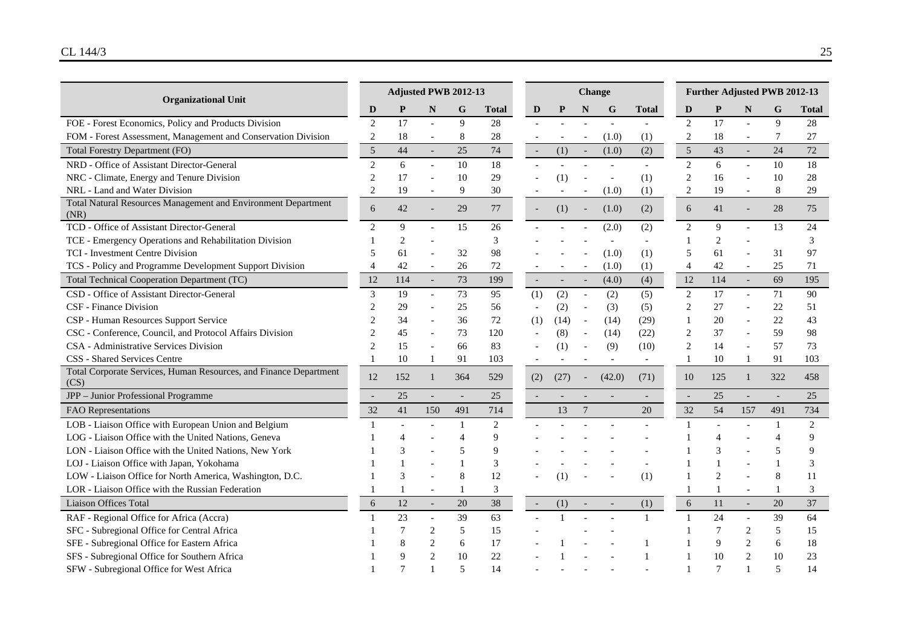| Organizational Unit | Adjusted PWB 2012-13 | | | | | Change | | | | | Further Adjusted PWB 2012-13 | | | | |
|---|---|---|---|---|---|---|---|---|---|---|---|---|---|---|---|
| | D | P | N | G | Total | D | P | N | G | Total | D | P | N | G | Total |
| FOE - Forest Economics, Policy and Products Division | 2 | 17 | - | 9 | 28 | - | - | - | - | - | 2 | 17 | - | 9 | 28 |
| FOM - Forest Assessment, Management and Conservation Division | 2 | 18 | - | 8 | 28 | - | - | - | (1.0) | (1) | 2 | 18 | - | 7 | 27 |
| Total Forestry Department (FO) | 5 | 44 | - | 25 | 74 | - | (1) | - | (1.0) | (2) | 5 | 43 | - | 24 | 72 |
| NRD - Office of Assistant Director-General | 2 | 6 | - | 10 | 18 | - | - | - | - | - | 2 | 6 | - | 10 | 18 |
| NRC - Climate, Energy and Tenure Division | 2 | 17 | - | 10 | 29 | - | (1) | - | - | (1) | 2 | 16 | - | 10 | 28 |
| NRL - Land and Water Division | 2 | 19 | - | 9 | 30 | - | - | - | (1.0) | (1) | 2 | 19 | - | 8 | 29 |
| Total Natural Resources Management and Environment Department (NR) | 6 | 42 | - | 29 | 77 | - | (1) | - | (1.0) | (2) | 6 | 41 | - | 28 | 75 |
| TCD - Office of Assistant Director-General | 2 | 9 | - | 15 | 26 | - | - | - | (2.0) | (2) | 2 | 9 | - | 13 | 24 |
| TCE - Emergency Operations and Rehabilitation Division | 1 | 2 | - | | 3 | - | - | - | - | - | 1 | 2 | - | | 3 |
| TCI - Investment Centre Division | 5 | 61 | - | 32 | 98 | - | - | - | (1.0) | (1) | 5 | 61 | - | 31 | 97 |
| TCS - Policy and Programme Development Support Division | 4 | 42 | - | 26 | 72 | - | - | - | (1.0) | (1) | 4 | 42 | - | 25 | 71 |
| Total Technical Cooperation Department (TC) | 12 | 114 | - | 73 | 199 | - | - | - | (4.0) | (4) | 12 | 114 | - | 69 | 195 |
| CSD - Office of Assistant Director-General | 3 | 19 | - | 73 | 95 | (1) | (2) | - | (2) | (5) | 2 | 17 | - | 71 | 90 |
| CSF - Finance Division | 2 | 29 | - | 25 | 56 | - | (2) | - | (3) | (5) | 2 | 27 | - | 22 | 51 |
| CSP - Human Resources Support Service | 2 | 34 | - | 36 | 72 | (1) | (14) | - | (14) | (29) | 1 | 20 | - | 22 | 43 |
| CSC - Conference, Council, and Protocol Affairs Division | 2 | 45 | - | 73 | 120 | - | (8) | - | (14) | (22) | 2 | 37 | - | 59 | 98 |
| CSA - Administrative Services Division | 2 | 15 | - | 66 | 83 | - | (1) | - | (9) | (10) | 2 | 14 | - | 57 | 73 |
| CSS - Shared Services Centre | 1 | 10 | 1 | 91 | 103 | - | - | - | - | - | 1 | 10 | 1 | 91 | 103 |
| Total Corporate Services, Human Resources, and Finance Department (CS) | 12 | 152 | 1 | 364 | 529 | (2) | (27) | - | (42.0) | (71) | 10 | 125 | 1 | 322 | 458 |
| JPP – Junior Professional Programme | - | 25 | - | - | 25 | - | - | - | - | - | - | 25 | - | - | 25 |
| FAO Representations | 32 | 41 | 150 | 491 | 714 | | 13 | 7 | | 20 | 32 | 54 | 157 | 491 | 734 |
| LOB - Liaison Office with European Union and Belgium | 1 | - | - | 1 | 2 | - | - | - | - | - | 1 | - | - | 1 | 2 |
| LOG - Liaison Office with the United Nations, Geneva | 1 | 4 | - | 4 | 9 | - | - | - | - | - | 1 | 4 | - | 4 | 9 |
| LON - Liaison Office with the United Nations, New York | 1 | 3 | - | 5 | 9 | - | - | - | - | - | 1 | 3 | - | 5 | 9 |
| LOJ - Liaison Office with Japan, Yokohama | 1 | 1 | - | 1 | 3 | - | - | - | - | - | 1 | 1 | - | 1 | 3 |
| LOW - Liaison Office for North America, Washington, D.C. | 1 | 3 | - | 8 | 12 | - | (1) | - | - | (1) | 1 | 2 | - | 8 | 11 |
| LOR - Liaison Office with the Russian Federation | 1 | 1 | - | 1 | 3 | | | | | | 1 | 1 | - | 1 | 3 |
| Liaison Offices Total | 6 | 12 | - | 20 | 38 | - | (1) | - | - | (1) | 6 | 11 | - | 20 | 37 |
| RAF - Regional Office for Africa (Accra) | 1 | 23 | - | 39 | 63 | - | 1 | - | - | 1 | 1 | 24 | - | 39 | 64 |
| SFC - Subregional Office for Central Africa | 1 | 7 | 2 | 5 | 15 | - | | - | - | | 1 | 7 | 2 | 5 | 15 |
| SFE - Subregional Office for Eastern Africa | 1 | 8 | 2 | 6 | 17 | - | 1 | - | - | 1 | 1 | 9 | 2 | 6 | 18 |
| SFS - Subregional Office for Southern Africa | 1 | 9 | 2 | 10 | 22 | - | 1 | - | - | 1 | 1 | 10 | 2 | 10 | 23 |
| SFW - Subregional Office for West Africa | 1 | 7 | 1 | 5 | 14 | - | - | - | - | - | 1 | 7 | 1 | 5 | 14 |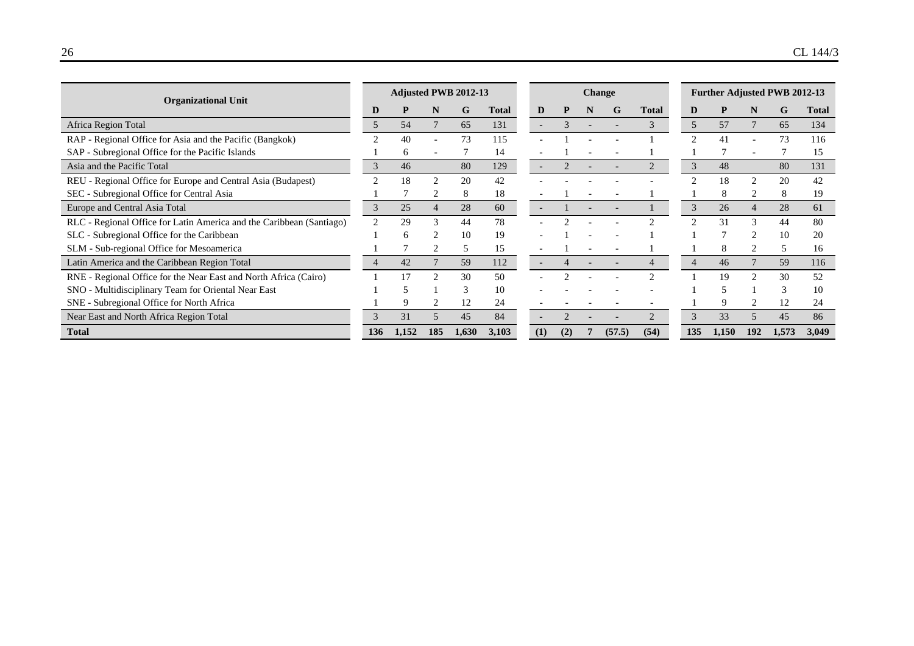| Organizational Unit | Adjusted PWB 2012-13 | | | | | Change | | | | | Further Adjusted PWB 2012-13 | | | | |
|---|---|---|---|---|---|---|---|---|---|---|---|---|---|---|---|
| | D | P | N | G | Total | D | P | N | G | Total | D | P | N | G | Total |
| Africa Region Total | 5 | 54 | 7 | 65 | 131 | - | 3 | - | - | 3 | 5 | 57 | 7 | 65 | 134 |
| RAP - Regional Office for Asia and the Pacific (Bangkok) | 2 | 40 | - | 73 | 115 | - | 1 | - | - | 1 | 2 | 41 | - | 73 | 116 |
| SAP - Subregional Office for the Pacific Islands | 1 | 6 | - | 7 | 14 | - | 1 | - | - | 1 | 1 | 7 | - | 7 | 15 |
| Asia and the Pacific Total | 3 | 46 | | 80 | 129 | - | 2 | - | - | 2 | 3 | 48 | | 80 | 131 |
| REU - Regional Office for Europe and Central Asia (Budapest) | 2 | 18 | 2 | 20 | 42 | - | - | - | - | - | 2 | 18 | 2 | 20 | 42 |
| SEC - Subregional Office for Central Asia | 1 | 7 | 2 | 8 | 18 | - | 1 | - | - | 1 | 1 | 8 | 2 | 8 | 19 |
| Europe and Central Asia Total | 3 | 25 | 4 | 28 | 60 | - | 1 | - | - | 1 | 3 | 26 | 4 | 28 | 61 |
| RLC - Regional Office for Latin America and the Caribbean (Santiago) | 2 | 29 | 3 | 44 | 78 | - | 2 | - | - | 2 | 2 | 31 | 3 | 44 | 80 |
| SLC - Subregional Office for the Caribbean | 1 | 6 | 2 | 10 | 19 | - | 1 | - | - | 1 | 1 | 7 | 2 | 10 | 20 |
| SLM - Sub-regional Office for Mesoamerica | 1 | 7 | 2 | 5 | 15 | - | 1 | - | - | 1 | 1 | 8 | 2 | 5 | 16 |
| Latin America and the Caribbean Region Total | 4 | 42 | 7 | 59 | 112 | - | 4 | - | - | 4 | 4 | 46 | 7 | 59 | 116 |
| RNE - Regional Office for the Near East and North Africa (Cairo) | 1 | 17 | 2 | 30 | 50 | - | 2 | - | - | 2 | 1 | 19 | 2 | 30 | 52 |
| SNO - Multidisciplinary Team for Oriental Near East | 1 | 5 | 1 | 3 | 10 | - | - | - | - | - | 1 | 5 | 1 | 3 | 10 |
| SNE - Subregional Office for North Africa | 1 | 9 | 2 | 12 | 24 | - | - | - | - | - | 1 | 9 | 2 | 12 | 24 |
| Near East and North Africa Region Total | 3 | 31 | 5 | 45 | 84 | - | 2 | - | - | 2 | 3 | 33 | 5 | 45 | 86 |
| **Total** | **136** | **1,152** | **185** | **1,630** | **3,103** | **(1)** | **(2)** | **7** | **(57.5)** | **(54)** | **135** | **1,150** | **192** | **1,573** | **3,049** |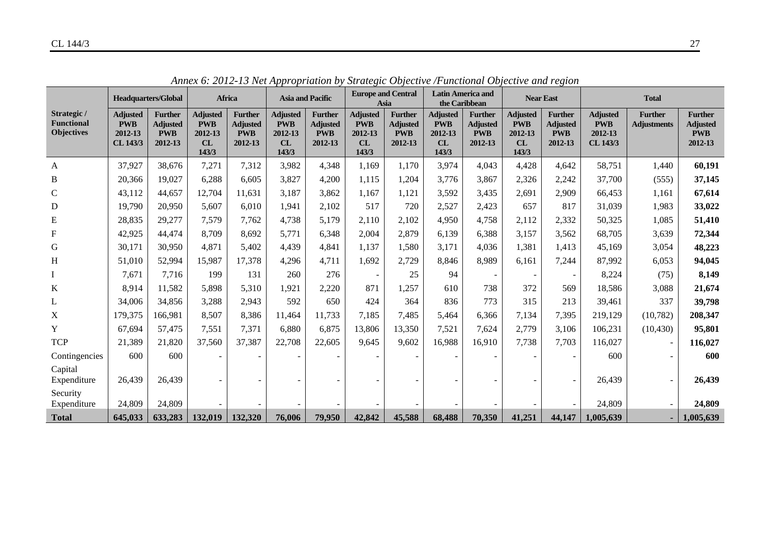*Annex 6: 2012-13 Net Appropriation by Strategic Objective /Functional Objective and region*

| Strategic / Functional Objectives | Headquarters/Global | | Africa | | Asia and Pacific | | Europe and Central Asia | | Latin America and the Caribbean | | Near East | | Total | | |
|---|---|---|---|---|---|---|---|---|---|---|---|---|---|---|---|
| | Adjusted PWB 2012-13 CL 143/3 | Further Adjusted PWB 2012-13 | Adjusted PWB 2012-13 CL 143/3 | Further Adjusted PWB 2012-13 | Adjusted PWB 2012-13 CL 143/3 | Further Adjusted PWB 2012-13 | Adjusted PWB 2012-13 CL 143/3 | Further Adjusted PWB 2012-13 | Adjusted PWB 2012-13 CL 143/3 | Further Adjusted PWB 2012-13 | Adjusted PWB 2012-13 CL 143/3 | Further Adjusted PWB 2012-13 | Adjusted PWB 2012-13 CL 143/3 | Further Adjustments | Further Adjusted PWB 2012-13 |
| A | 37,927 | 38,676 | 7,271 | 7,312 | 3,982 | 4,348 | 1,169 | 1,170 | 3,974 | 4,043 | 4,428 | 4,642 | 58,751 | 1,440 | **60,191** |
| B | 20,366 | 19,027 | 6,288 | 6,605 | 3,827 | 4,200 | 1,115 | 1,204 | 3,776 | 3,867 | 2,326 | 2,242 | 37,700 | (555) | **37,145** |
| C | 43,112 | 44,657 | 12,704 | 11,631 | 3,187 | 3,862 | 1,167 | 1,121 | 3,592 | 3,435 | 2,691 | 2,909 | 66,453 | 1,161 | **67,614** |
| D | 19,790 | 20,950 | 5,607 | 6,010 | 1,941 | 2,102 | 517 | 720 | 2,527 | 2,423 | 657 | 817 | 31,039 | 1,983 | **33,022** |
| E | 28,835 | 29,277 | 7,579 | 7,762 | 4,738 | 5,179 | 2,110 | 2,102 | 4,950 | 4,758 | 2,112 | 2,332 | 50,325 | 1,085 | **51,410** |
| F | 42,925 | 44,474 | 8,709 | 8,692 | 5,771 | 6,348 | 2,004 | 2,879 | 6,139 | 6,388 | 3,157 | 3,562 | 68,705 | 3,639 | **72,344** |
| G | 30,171 | 30,950 | 4,871 | 5,402 | 4,439 | 4,841 | 1,137 | 1,580 | 3,171 | 4,036 | 1,381 | 1,413 | 45,169 | 3,054 | **48,223** |
| H | 51,010 | 52,994 | 15,987 | 17,378 | 4,296 | 4,711 | 1,692 | 2,729 | 8,846 | 8,989 | 6,161 | 7,244 | 87,992 | 6,053 | **94,045** |
| I | 7,671 | 7,716 | 199 | 131 | 260 | 276 | - | 25 | 94 | - | - | - | 8,224 | (75) | **8,149** |
| K | 8,914 | 11,582 | 5,898 | 5,310 | 1,921 | 2,220 | 871 | 1,257 | 610 | 738 | 372 | 569 | 18,586 | 3,088 | **21,674** |
| L | 34,006 | 34,856 | 3,288 | 2,943 | 592 | 650 | 424 | 364 | 836 | 773 | 315 | 213 | 39,461 | 337 | **39,798** |
| X | 179,375 | 166,981 | 8,507 | 8,386 | 11,464 | 11,733 | 7,185 | 7,485 | 5,464 | 6,366 | 7,134 | 7,395 | 219,129 | (10,782) | **208,347** |
| Y | 67,694 | 57,475 | 7,551 | 7,371 | 6,880 | 6,875 | 13,806 | 13,350 | 7,521 | 7,624 | 2,779 | 3,106 | 106,231 | (10,430) | **95,801** |
| TCP | 21,389 | 21,820 | 37,560 | 37,387 | 22,708 | 22,605 | 9,645 | 9,602 | 16,988 | 16,910 | 7,738 | 7,703 | 116,027 | - | **116,027** |
| Contingencies | 600 | 600 | - | - | - | - | - | - | - | - | - | - | 600 | - | **600** |
| Capital Expenditure | 26,439 | 26,439 | - | - | - | - | - | - | - | - | - | - | 26,439 | - | **26,439** |
| Security Expenditure | 24,809 | 24,809 | - | - | - | - | - | - | - | - | - | - | 24,809 | - | **24,809** |
| **Total** | **645,033** | **633,283** | **132,019** | **132,320** | **76,006** | **79,950** | **42,842** | **45,588** | **68,488** | **70,350** | **41,251** | **44,147** | **1,005,639** | **-** | **1,005,639** |